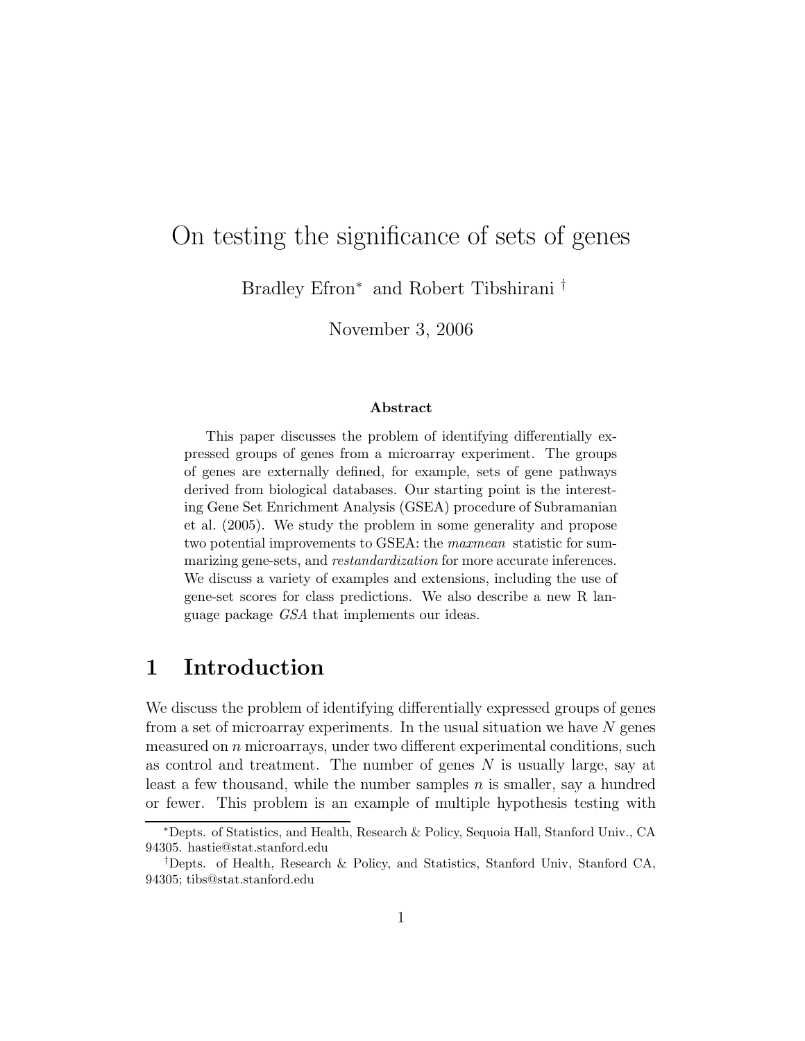# On testing the significance of sets of genes

Bradley Efron[*] and Robert Tibshirani[†]

November 3, 2006

### Abstract

This paper discusses the problem of identifying differentially expressed groups of genes from a microarray experiment. The groups of genes are externally defined, for example, sets of gene pathways derived from biological databases. Our starting point is the interesting Gene Set Enrichment Analysis (GSEA) procedure of Subramanian et al. (2005). We study the problem in some generality and propose two potential improvements to GSEA: the *maxmean* statistic for summarizing gene-sets, and *restandardization* for more accurate inferences. We discuss a variety of examples and extensions, including the use of gene-set scores for class predictions. We also describe a new R language package *GSA* that implements our ideas.

## 1 Introduction

We discuss the problem of identifying differentially expressed groups of genes from a set of microarray experiments. In the usual situation we have $N$ genes measured on $n$ microarrays, under two different experimental conditions, such as control and treatment. The number of genes $N$ is usually large, say at least a few thousand, while the number samples $n$ is smaller, say a hundred or fewer. This problem is an example of multiple hypothesis testing with

[*]Depts. of Statistics, and Health, Research & Policy, Sequoia Hall, Stanford Univ., CA 94305. hastie@stat.stanford.edu

[†]Depts. of Health, Research & Policy, and Statistics, Stanford Univ, Stanford CA, 94305; tibs@stat.stanford.edu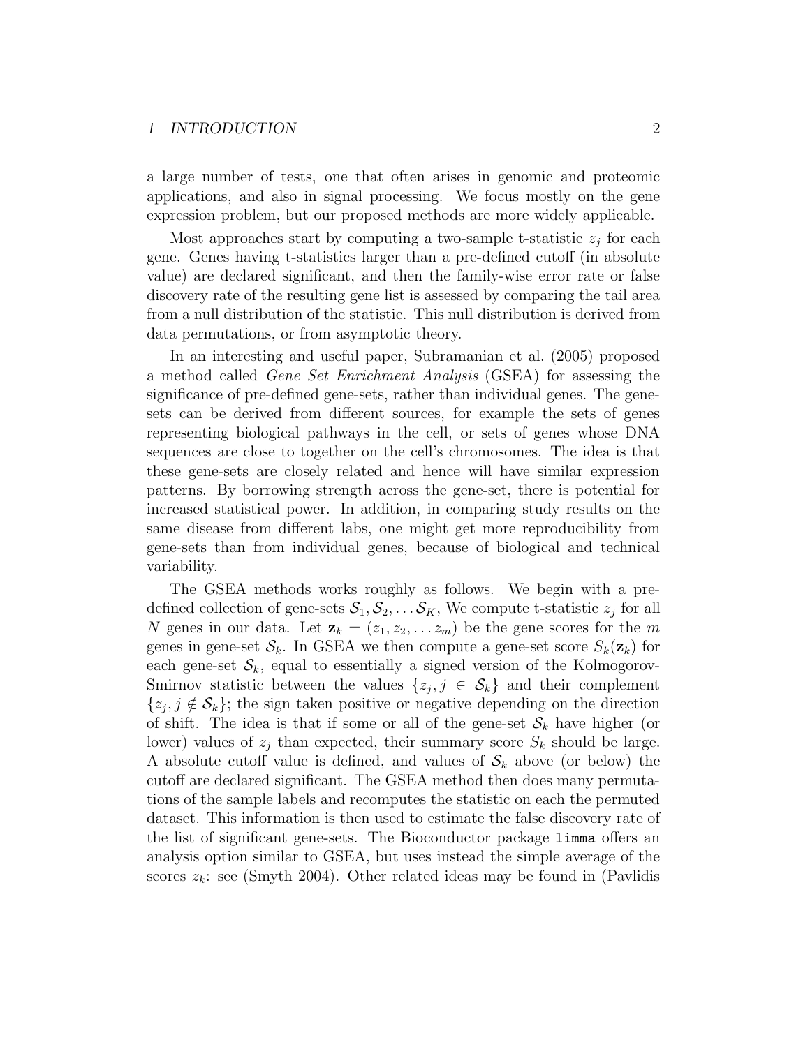a large number of tests, one that often arises in genomic and proteomic applications, and also in signal processing. We focus mostly on the gene expression problem, but our proposed methods are more widely applicable.

Most approaches start by computing a two-sample t-statistic $z_j$ for each gene. Genes having t-statistics larger than a pre-defined cutoff (in absolute value) are declared significant, and then the family-wise error rate or false discovery rate of the resulting gene list is assessed by comparing the tail area from a null distribution of the statistic. This null distribution is derived from data permutations, or from asymptotic theory.

In an interesting and useful paper, Subramanian et al. (2005) proposed a method called *Gene Set Enrichment Analysis* (GSEA) for assessing the significance of pre-defined gene-sets, rather than individual genes. The gene-sets can be derived from different sources, for example the sets of genes representing biological pathways in the cell, or sets of genes whose DNA sequences are close to together on the cell's chromosomes. The idea is that these gene-sets are closely related and hence will have similar expression patterns. By borrowing strength across the gene-set, there is potential for increased statistical power. In addition, in comparing study results on the same disease from different labs, one might get more reproducibility from gene-sets than from individual genes, because of biological and technical variability.

The GSEA methods works roughly as follows. We begin with a pre-defined collection of gene-sets $\mathcal{S}_1, \mathcal{S}_2, \ldots \mathcal{S}_K$, We compute t-statistic $z_j$ for all $N$ genes in our data. Let $\mathbf{z}_k = (z_1, z_2, \ldots z_m)$ be the gene scores for the $m$ genes in gene-set $\mathcal{S}_k$. In GSEA we then compute a gene-set score $S_k(\mathbf{z}_k)$ for each gene-set $\mathcal{S}_k$, equal to essentially a signed version of the Kolmogorov-Smirnov statistic between the values $\{z_j, j \in \mathcal{S}_k\}$ and their complement $\{z_j, j \notin \mathcal{S}_k\}$; the sign taken positive or negative depending on the direction of shift. The idea is that if some or all of the gene-set $\mathcal{S}_k$ have higher (or lower) values of $z_j$ than expected, their summary score $S_k$ should be large. A absolute cutoff value is defined, and values of $\mathcal{S}_k$ above (or below) the cutoff are declared significant. The GSEA method then does many permutations of the sample labels and recomputes the statistic on each the permuted dataset. This information is then used to estimate the false discovery rate of the list of significant gene-sets. The Bioconductor package `limma` offers an analysis option similar to GSEA, but uses instead the simple average of the scores $z_k$: see (Smyth 2004). Other related ideas may be found in (Pavlidis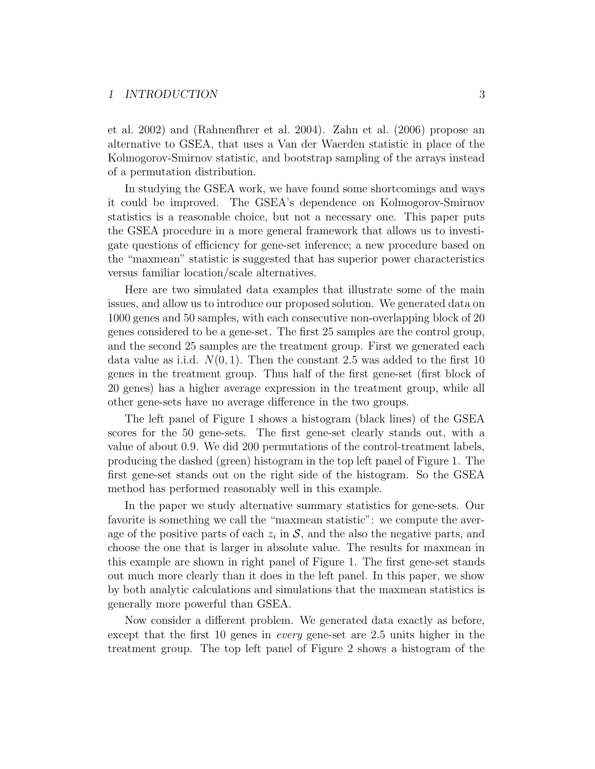et al. 2002) and (Rahnenfhrer et al. 2004). Zahn et al. (2006) propose an alternative to GSEA, that uses a Van der Waerden statistic in place of the Kolmogorov-Smirnov statistic, and bootstrap sampling of the arrays instead of a permutation distribution.

In studying the GSEA work, we have found some shortcomings and ways it could be improved. The GSEA's dependence on Kolmogorov-Smirnov statistics is a reasonable choice, but not a necessary one. This paper puts the GSEA procedure in a more general framework that allows us to investigate questions of efficiency for gene-set inference; a new procedure based on the "maxmean" statistic is suggested that has superior power characteristics versus familiar location/scale alternatives.

Here are two simulated data examples that illustrate some of the main issues, and allow us to introduce our proposed solution. We generated data on 1000 genes and 50 samples, with each consecutive non-overlapping block of 20 genes considered to be a gene-set. The first 25 samples are the control group, and the second 25 samples are the treatment group. First we generated each data value as i.i.d. $N(0,1)$. Then the constant 2.5 was added to the first 10 genes in the treatment group. Thus half of the first gene-set (first block of 20 genes) has a higher average expression in the treatment group, while all other gene-sets have no average difference in the two groups.

The left panel of Figure 1 shows a histogram (black lines) of the GSEA scores for the 50 gene-sets. The first gene-set clearly stands out, with a value of about 0.9. We did 200 permutations of the control-treatment labels, producing the dashed (green) histogram in the top left panel of Figure 1. The first gene-set stands out on the right side of the histogram. So the GSEA method has performed reasonably well in this example.

In the paper we study alternative summary statistics for gene-sets. Our favorite is something we call the "maxmean statistic": we compute the average of the positive parts of each $z_i$ in $\mathcal{S}$, and the also the negative parts, and choose the one that is larger in absolute value. The results for maxmean in this example are shown in right panel of Figure 1. The first gene-set stands out much more clearly than it does in the left panel. In this paper, we show by both analytic calculations and simulations that the maxmean statistics is generally more powerful than GSEA.

Now consider a different problem. We generated data exactly as before, except that the first 10 genes in *every* gene-set are 2.5 units higher in the treatment group. The top left panel of Figure 2 shows a histogram of the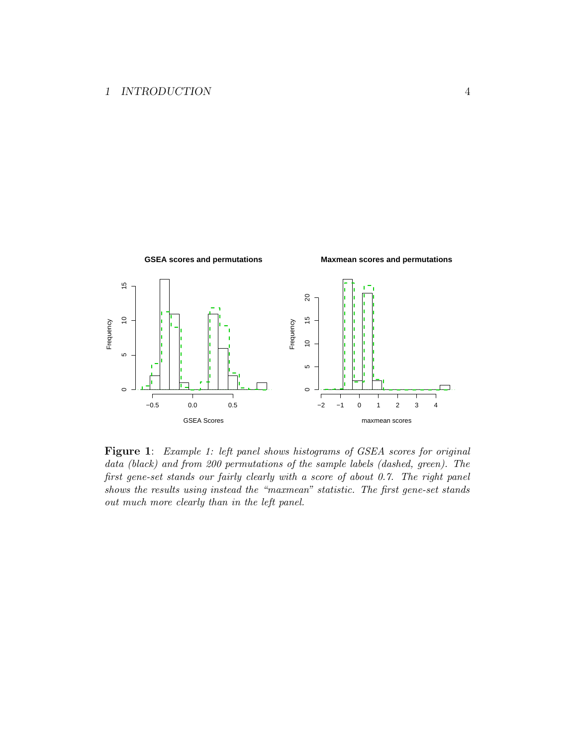**Figure 1**: *Example 1: left panel shows histograms of GSEA scores for original data (black) and from 200 permutations of the sample labels (dashed, green). The first gene-set stands our fairly clearly with a score of about 0.7. The right panel shows the results using instead the "maxmean" statistic. The first gene-set stands out much more clearly than in the left panel.*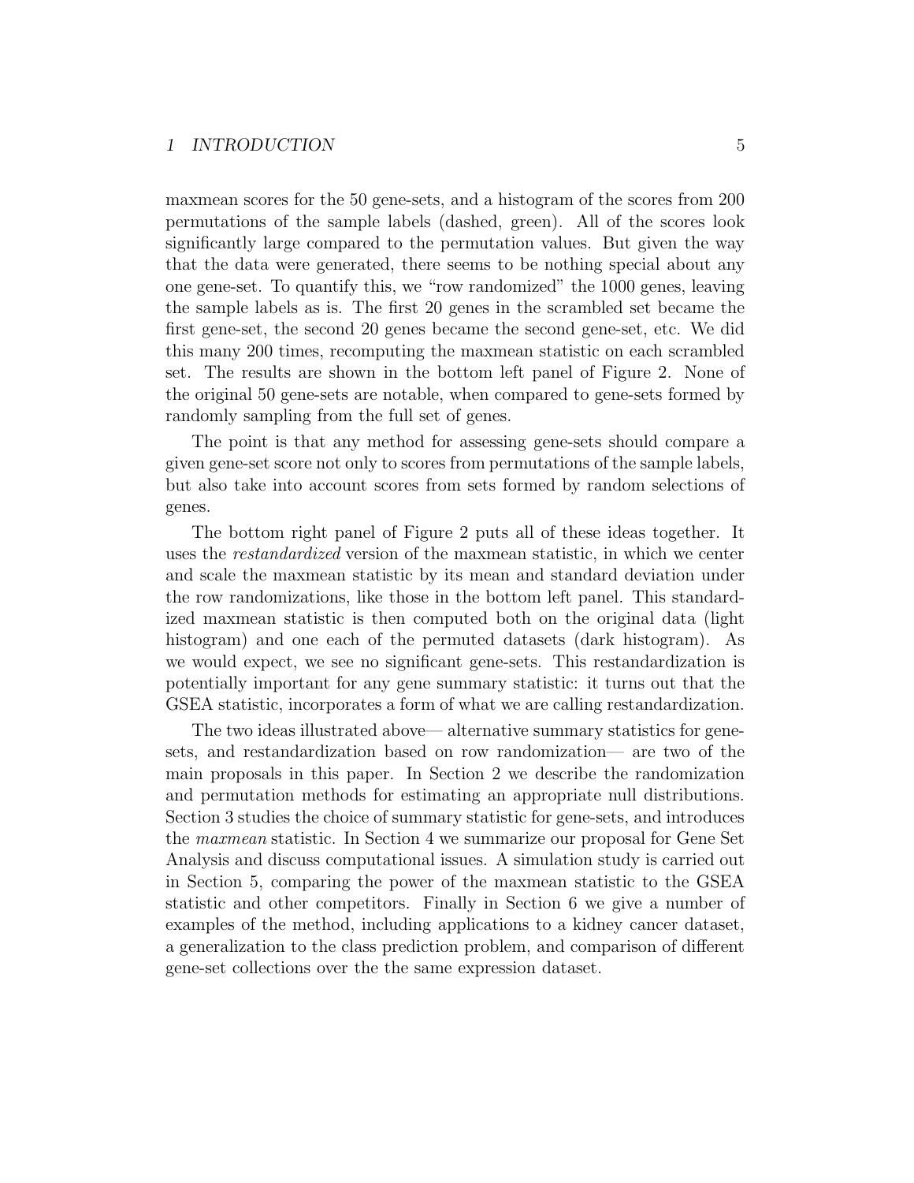maxmean scores for the 50 gene-sets, and a histogram of the scores from 200 permutations of the sample labels (dashed, green). All of the scores look significantly large compared to the permutation values. But given the way that the data were generated, there seems to be nothing special about any one gene-set. To quantify this, we "row randomized" the 1000 genes, leaving the sample labels as is. The first 20 genes in the scrambled set became the first gene-set, the second 20 genes became the second gene-set, etc. We did this many 200 times, recomputing the maxmean statistic on each scrambled set. The results are shown in the bottom left panel of Figure 2. None of the original 50 gene-sets are notable, when compared to gene-sets formed by randomly sampling from the full set of genes.

The point is that any method for assessing gene-sets should compare a given gene-set score not only to scores from permutations of the sample labels, but also take into account scores from sets formed by random selections of genes.

The bottom right panel of Figure 2 puts all of these ideas together. It uses the *restandardized* version of the maxmean statistic, in which we center and scale the maxmean statistic by its mean and standard deviation under the row randomizations, like those in the bottom left panel. This standardized maxmean statistic is then computed both on the original data (light histogram) and one each of the permuted datasets (dark histogram). As we would expect, we see no significant gene-sets. This restandardization is potentially important for any gene summary statistic: it turns out that the GSEA statistic, incorporates a form of what we are calling restandardization.

The two ideas illustrated above— alternative summary statistics for gene-sets, and restandardization based on row randomization— are two of the main proposals in this paper. In Section 2 we describe the randomization and permutation methods for estimating an appropriate null distributions. Section 3 studies the choice of summary statistic for gene-sets, and introduces the *maxmean* statistic. In Section 4 we summarize our proposal for Gene Set Analysis and discuss computational issues. A simulation study is carried out in Section 5, comparing the power of the maxmean statistic to the GSEA statistic and other competitors. Finally in Section 6 we give a number of examples of the method, including applications to a kidney cancer dataset, a generalization to the class prediction problem, and comparison of different gene-set collections over the the same expression dataset.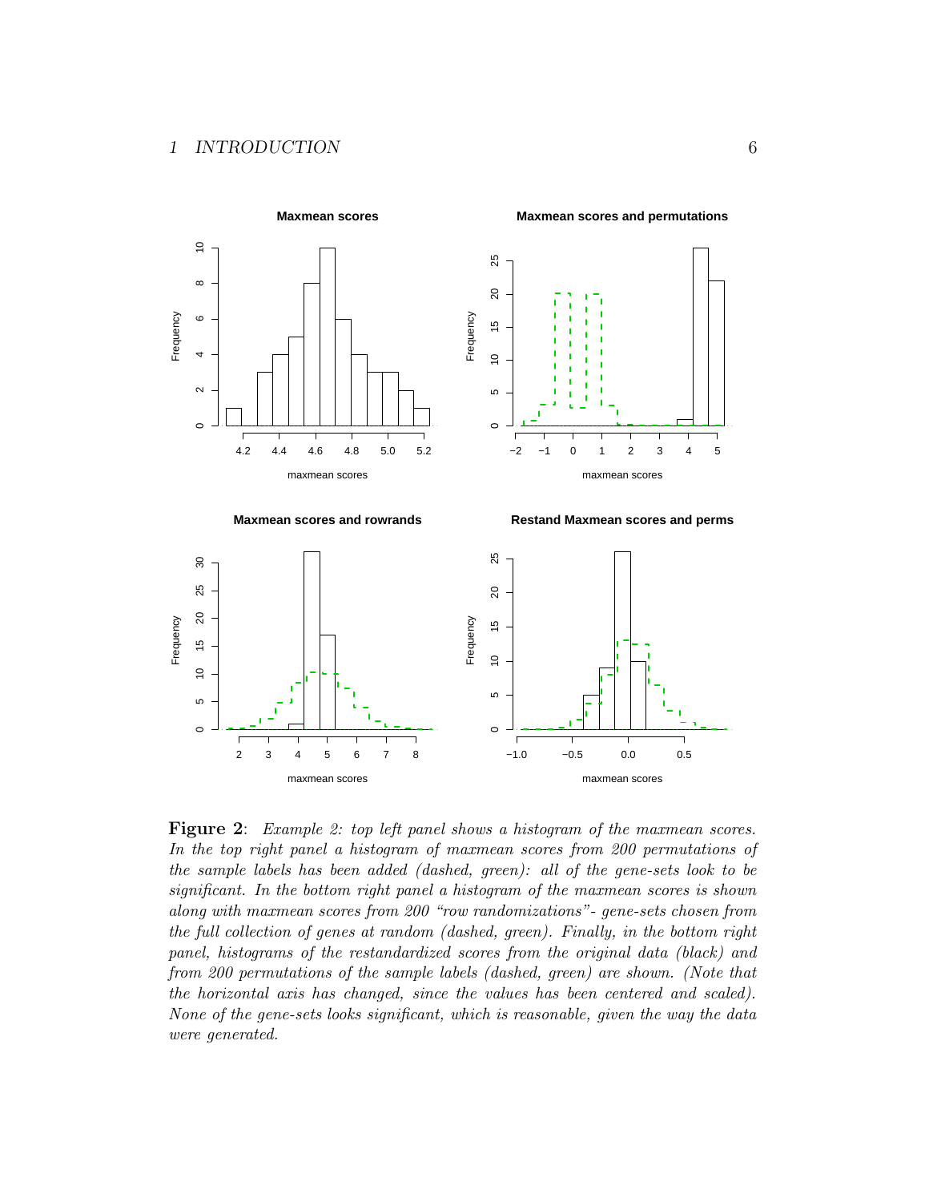**Figure 2**: *Example 2: top left panel shows a histogram of the maxmean scores. In the top right panel a histogram of maxmean scores from 200 permutations of the sample labels has been added (dashed, green): all of the gene-sets look to be significant. In the bottom right panel a histogram of the maxmean scores is shown along with maxmean scores from 200 "row randomizations"- gene-sets chosen from the full collection of genes at random (dashed, green). Finally, in the bottom right panel, histograms of the restandardized scores from the original data (black) and from 200 permutations of the sample labels (dashed, green) are shown. (Note that the horizontal axis has changed, since the values has been centered and scaled). None of the gene-sets looks significant, which is reasonable, given the way the data were generated.*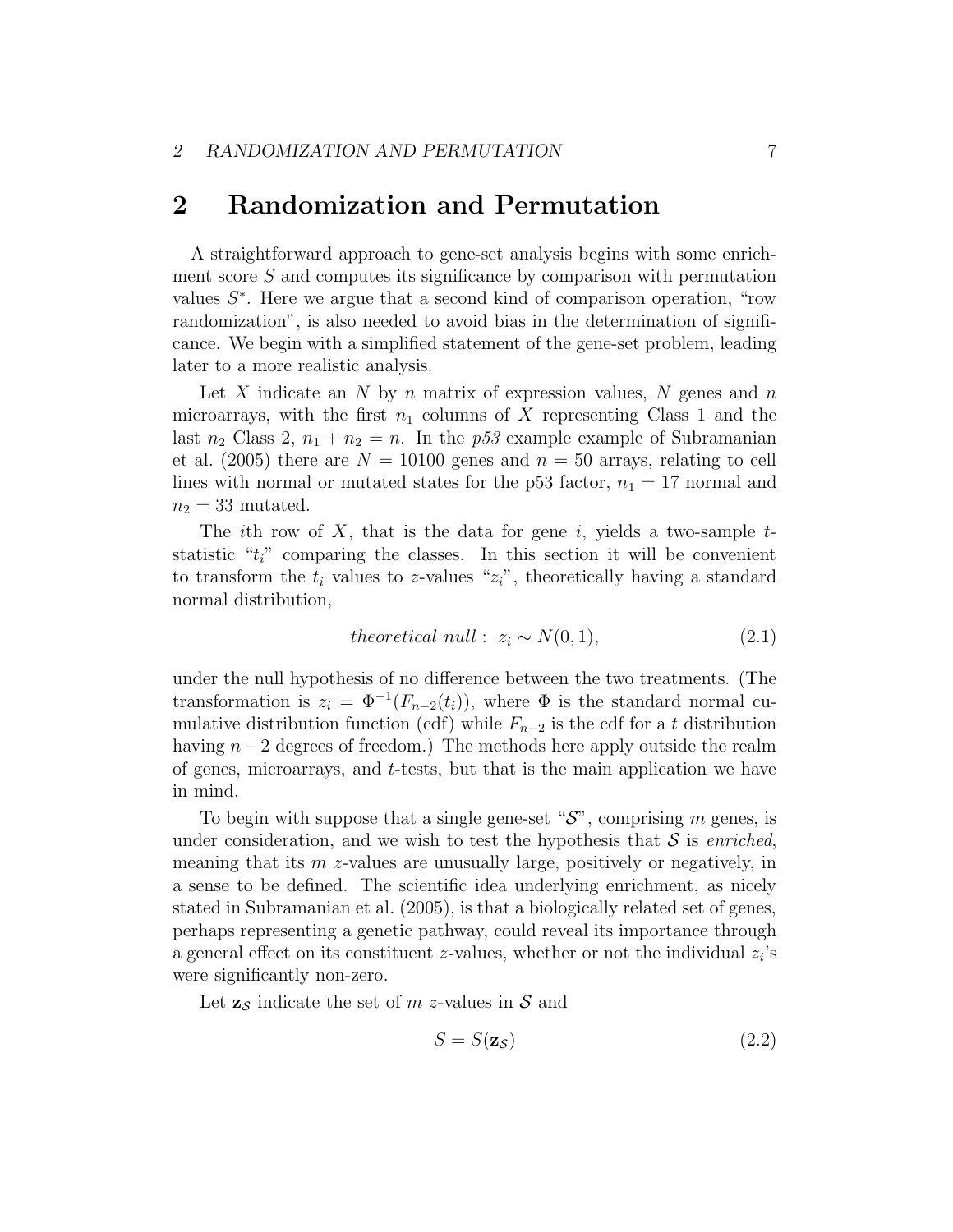# 2 Randomization and Permutation

A straightforward approach to gene-set analysis begins with some enrichment score $S$ and computes its significance by comparison with permutation values $S^*$. Here we argue that a second kind of comparison operation, "row randomization", is also needed to avoid bias in the determination of significance. We begin with a simplified statement of the gene-set problem, leading later to a more realistic analysis.

Let $X$ indicate an $N$ by $n$ matrix of expression values, $N$ genes and $n$ microarrays, with the first $n_1$ columns of $X$ representing Class 1 and the last $n_2$ Class 2, $n_1 + n_2 = n$. In the *p53* example example of Subramanian et al. (2005) there are $N = 10100$ genes and $n = 50$ arrays, relating to cell lines with normal or mutated states for the p53 factor, $n_1 = 17$ normal and $n_2 = 33$ mutated.

The $i$th row of $X$, that is the data for gene $i$, yields a two-sample $t$-statistic "$t_i$" comparing the classes. In this section it will be convenient to transform the $t_i$ values to $z$-values "$z_i$", theoretically having a standard normal distribution,

$$\textit{theoretical null}: \ z_i \sim N(0, 1), \tag{2.1}$$

under the null hypothesis of no difference between the two treatments. (The transformation is $z_i = \Phi^{-1}(F_{n-2}(t_i))$, where $\Phi$ is the standard normal cumulative distribution function (cdf) while $F_{n-2}$ is the cdf for a $t$ distribution having $n-2$ degrees of freedom.) The methods here apply outside the realm of genes, microarrays, and $t$-tests, but that is the main application we have in mind.

To begin with suppose that a single gene-set "$\mathcal{S}$", comprising $m$ genes, is under consideration, and we wish to test the hypothesis that $\mathcal{S}$ is *enriched*, meaning that its $m$ $z$-values are unusually large, positively or negatively, in a sense to be defined. The scientific idea underlying enrichment, as nicely stated in Subramanian et al. (2005), is that a biologically related set of genes, perhaps representing a genetic pathway, could reveal its importance through a general effect on its constituent $z$-values, whether or not the individual $z_i$'s were significantly non-zero.

Let $\mathbf{z}_\mathcal{S}$ indicate the set of $m$ $z$-values in $\mathcal{S}$ and

$$S = S(\mathbf{z}_\mathcal{S}) \tag{2.2}$$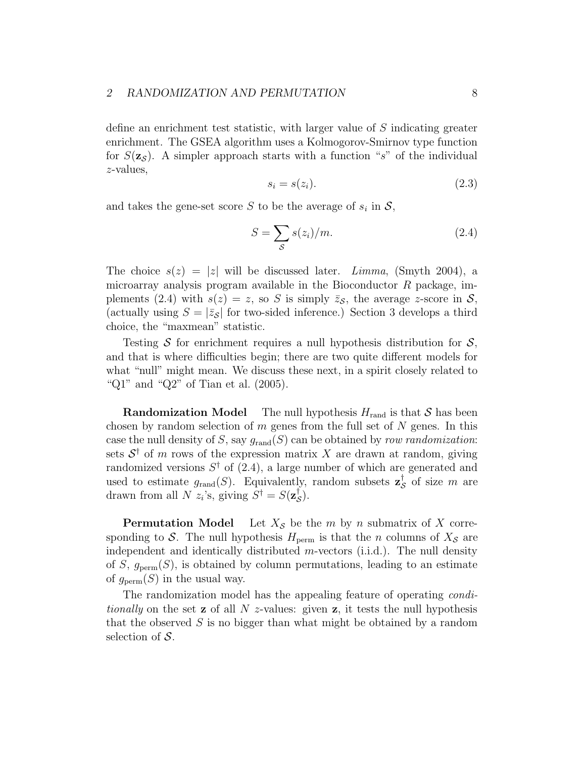define an enrichment test statistic, with larger value of $S$ indicating greater enrichment. The GSEA algorithm uses a Kolmogorov-Smirnov type function for $S(\mathbf{z}_{\mathcal{S}})$. A simpler approach starts with a function "$s$" of the individual $z$-values,

$$s_i = s(z_i). \tag{2.3}$$

and takes the gene-set score $S$ to be the average of $s_i$ in $\mathcal{S}$,

$$S = \sum_{\mathcal{S}} s(z_i)/m. \tag{2.4}$$

The choice $s(z) = |z|$ will be discussed later. *Limma*, (Smyth 2004), a microarray analysis program available in the Bioconductor *R* package, implements (2.4) with $s(z) = z$, so $S$ is simply $\bar{z}_{\mathcal{S}}$, the average $z$-score in $\mathcal{S}$, (actually using $S = |\bar{z}_{\mathcal{S}}|$ for two-sided inference.) Section 3 develops a third choice, the "maxmean" statistic.

Testing $\mathcal{S}$ for enrichment requires a null hypothesis distribution for $\mathcal{S}$, and that is where difficulties begin; there are two quite different models for what "null" might mean. We discuss these next, in a spirit closely related to "Q1" and "Q2" of Tian et al. (2005).

**Randomization Model** The null hypothesis $H_{\text{rand}}$ is that $\mathcal{S}$ has been chosen by random selection of $m$ genes from the full set of $N$ genes. In this case the null density of $S$, say $g_{\text{rand}}(S)$ can be obtained by *row randomization*: sets $\mathcal{S}^{\dagger}$ of $m$ rows of the expression matrix $X$ are drawn at random, giving randomized versions $S^{\dagger}$ of (2.4), a large number of which are generated and used to estimate $g_{\text{rand}}(S)$. Equivalently, random subsets $\mathbf{z}_{\mathcal{S}}^{\dagger}$ of size $m$ are drawn from all $N$ $z_i$'s, giving $S^{\dagger} = S(\mathbf{z}_{\mathcal{S}}^{\dagger})$.

**Permutation Model** Let $X_{\mathcal{S}}$ be the $m$ by $n$ submatrix of $X$ corresponding to $\mathcal{S}$. The null hypothesis $H_{\text{perm}}$ is that the $n$ columns of $X_{\mathcal{S}}$ are independent and identically distributed $m$-vectors (i.i.d.). The null density of $S$, $g_{\text{perm}}(S)$, is obtained by column permutations, leading to an estimate of $g_{\text{perm}}(S)$ in the usual way.

The randomization model has the appealing feature of operating *conditionally* on the set $\mathbf{z}$ of all $N$ $z$-values: given $\mathbf{z}$, it tests the null hypothesis that the observed $S$ is no bigger than what might be obtained by a random selection of $\mathcal{S}$.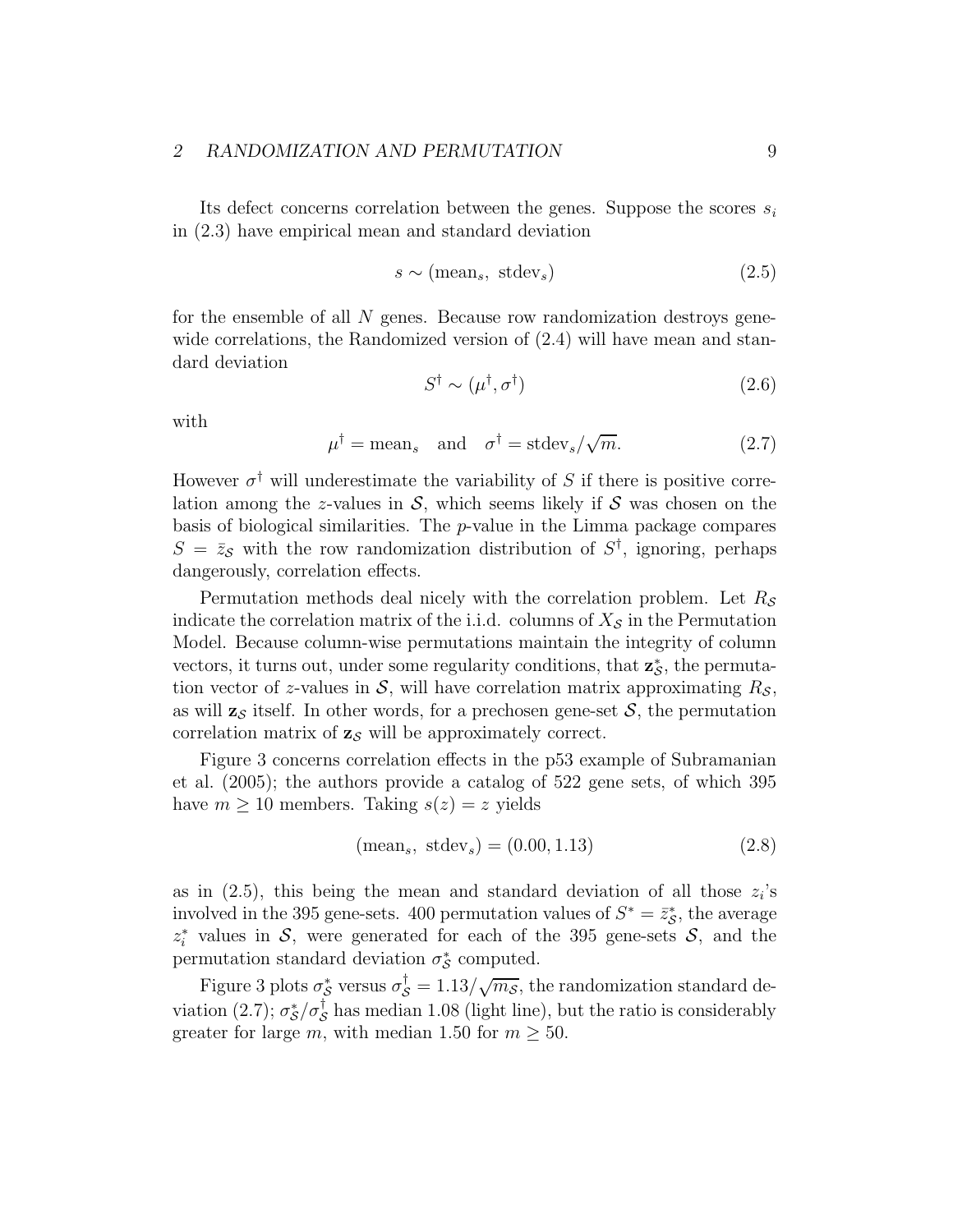Its defect concerns correlation between the genes. Suppose the scores $s_i$ in (2.3) have empirical mean and standard deviation

$$s \sim (\text{mean}_s,\ \text{stdev}_s) \tag{2.5}$$

for the ensemble of all $N$ genes. Because row randomization destroys gene-wide correlations, the Randomized version of (2.4) will have mean and standard deviation

$$S^\dagger \sim (\mu^\dagger, \sigma^\dagger) \tag{2.6}$$

with

$$\mu^\dagger = \text{mean}_s \quad \text{and} \quad \sigma^\dagger = \text{stdev}_s/\sqrt{m}. \tag{2.7}$$

However $\sigma^\dagger$ will underestimate the variability of $S$ if there is positive correlation among the $z$-values in $\mathcal{S}$, which seems likely if $\mathcal{S}$ was chosen on the basis of biological similarities. The $p$-value in the Limma package compares $S = \bar{z}_{\mathcal{S}}$ with the row randomization distribution of $S^\dagger$, ignoring, perhaps dangerously, correlation effects.

Permutation methods deal nicely with the correlation problem. Let $R_{\mathcal{S}}$ indicate the correlation matrix of the i.i.d. columns of $X_{\mathcal{S}}$ in the Permutation Model. Because column-wise permutations maintain the integrity of column vectors, it turns out, under some regularity conditions, that $\mathbf{z}^*_{\mathcal{S}}$, the permutation vector of $z$-values in $\mathcal{S}$, will have correlation matrix approximating $R_{\mathcal{S}}$, as will $\mathbf{z}_{\mathcal{S}}$ itself. In other words, for a prechosen gene-set $\mathcal{S}$, the permutation correlation matrix of $\mathbf{z}_{\mathcal{S}}$ will be approximately correct.

Figure 3 concerns correlation effects in the p53 example of Subramanian et al. (2005); the authors provide a catalog of 522 gene sets, of which 395 have $m \geq 10$ members. Taking $s(z) = z$ yields

$$(\text{mean}_s,\ \text{stdev}_s) = (0.00, 1.13) \tag{2.8}$$

as in (2.5), this being the mean and standard deviation of all those $z_i$'s involved in the 395 gene-sets. 400 permutation values of $S^* = \bar{z}^*_{\mathcal{S}}$, the average $z^*_i$ values in $\mathcal{S}$, were generated for each of the 395 gene-sets $\mathcal{S}$, and the permutation standard deviation $\sigma^*_{\mathcal{S}}$ computed.

Figure 3 plots $\sigma^*_{\mathcal{S}}$ versus $\sigma^\dagger_{\mathcal{S}} = 1.13/\sqrt{m_{\mathcal{S}}}$, the randomization standard deviation (2.7); $\sigma^*_{\mathcal{S}}/\sigma^\dagger_{\mathcal{S}}$ has median 1.08 (light line), but the ratio is considerably greater for large $m$, with median 1.50 for $m \geq 50$.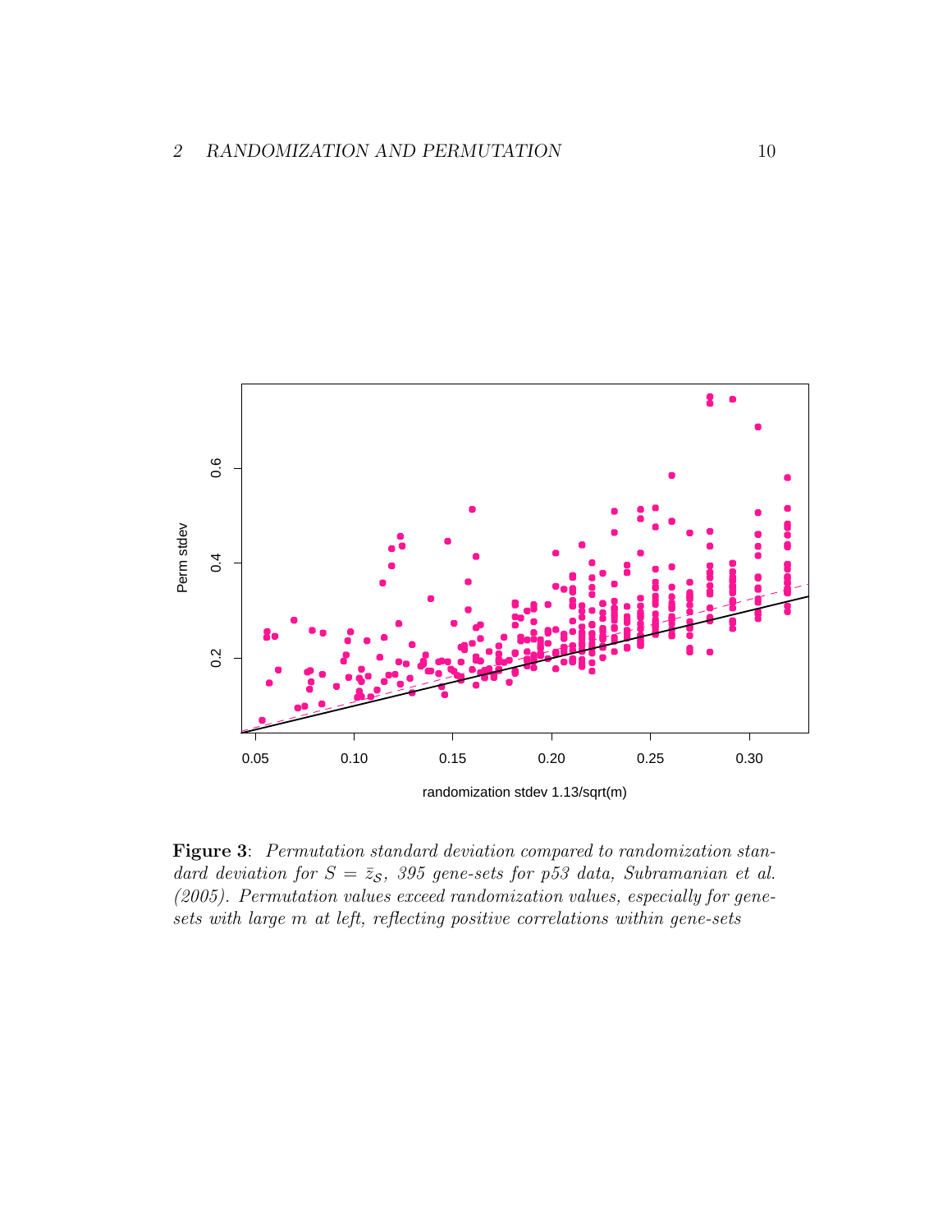**Figure 3**: *Permutation standard deviation compared to randomization standard deviation for $S = \bar{z}_{\mathcal{S}}$, 395 gene-sets for p53 data, Subramanian et al. (2005). Permutation values exceed randomization values, especially for gene-sets with large $m$ at left, reflecting positive correlations within gene-sets*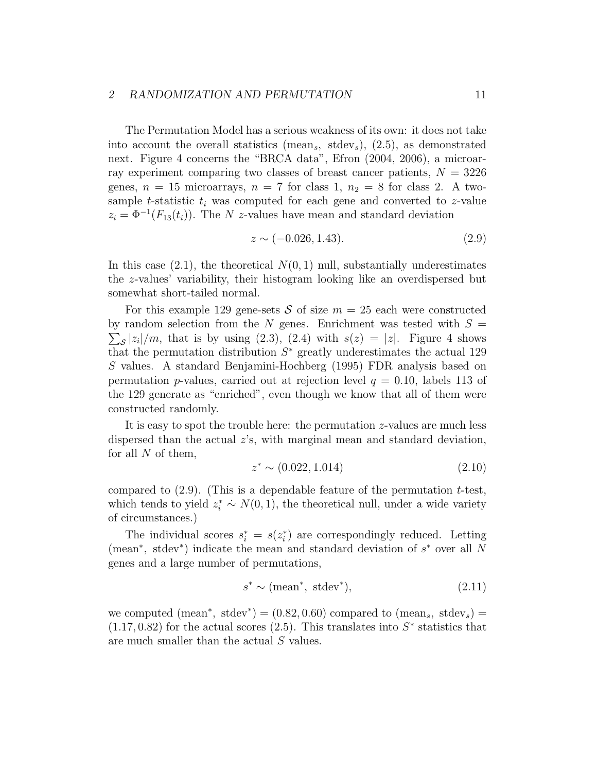The Permutation Model has a serious weakness of its own: it does not take into account the overall statistics ($\text{mean}_s$, $\text{stdev}_s$), (2.5), as demonstrated next. Figure 4 concerns the "BRCA data", Efron (2004, 2006), a microarray experiment comparing two classes of breast cancer patients, $N = 3226$ genes, $n = 15$ microarrays, $n = 7$ for class 1, $n_2 = 8$ for class 2. A two-sample $t$-statistic $t_i$ was computed for each gene and converted to $z$-value $z_i = \Phi^{-1}(F_{13}(t_i))$. The $N$ $z$-values have mean and standard deviation

$$z \sim (-0.026, 1.43). \tag{2.9}$$

In this case (2.1), the theoretical $N(0,1)$ null, substantially underestimates the $z$-values' variability, their histogram looking like an overdispersed but somewhat short-tailed normal.

For this example 129 gene-sets $\mathcal{S}$ of size $m = 25$ each were constructed by random selection from the $N$ genes. Enrichment was tested with $S = \sum_{\mathcal{S}} |z_i|/m$, that is by using (2.3), (2.4) with $s(z) = |z|$. Figure 4 shows that the permutation distribution $S^*$ greatly underestimates the actual 129 $S$ values. A standard Benjamini-Hochberg (1995) FDR analysis based on permutation $p$-values, carried out at rejection level $q = 0.10$, labels 113 of the 129 generate as "enriched", even though we know that all of them were constructed randomly.

It is easy to spot the trouble here: the permutation $z$-values are much less dispersed than the actual $z$'s, with marginal mean and standard deviation, for all $N$ of them,

$$z^* \sim (0.022, 1.014) \tag{2.10}$$

compared to (2.9). (This is a dependable feature of the permutation $t$-test, which tends to yield $z_i^* \mathrel{\dot\sim} N(0,1)$, the theoretical null, under a wide variety of circumstances.)

The individual scores $s_i^* = s(z_i^*)$ are correspondingly reduced. Letting ($\text{mean}^*$, $\text{stdev}^*$) indicate the mean and standard deviation of $s^*$ over all $N$ genes and a large number of permutations,

$$s^* \sim (\text{mean}^*,\ \text{stdev}^*), \tag{2.11}$$

we computed $(\text{mean}^*,\ \text{stdev}^*) = (0.82, 0.60)$ compared to $(\text{mean}_s,\ \text{stdev}_s) = (1.17, 0.82)$ for the actual scores (2.5). This translates into $S^*$ statistics that are much smaller than the actual $S$ values.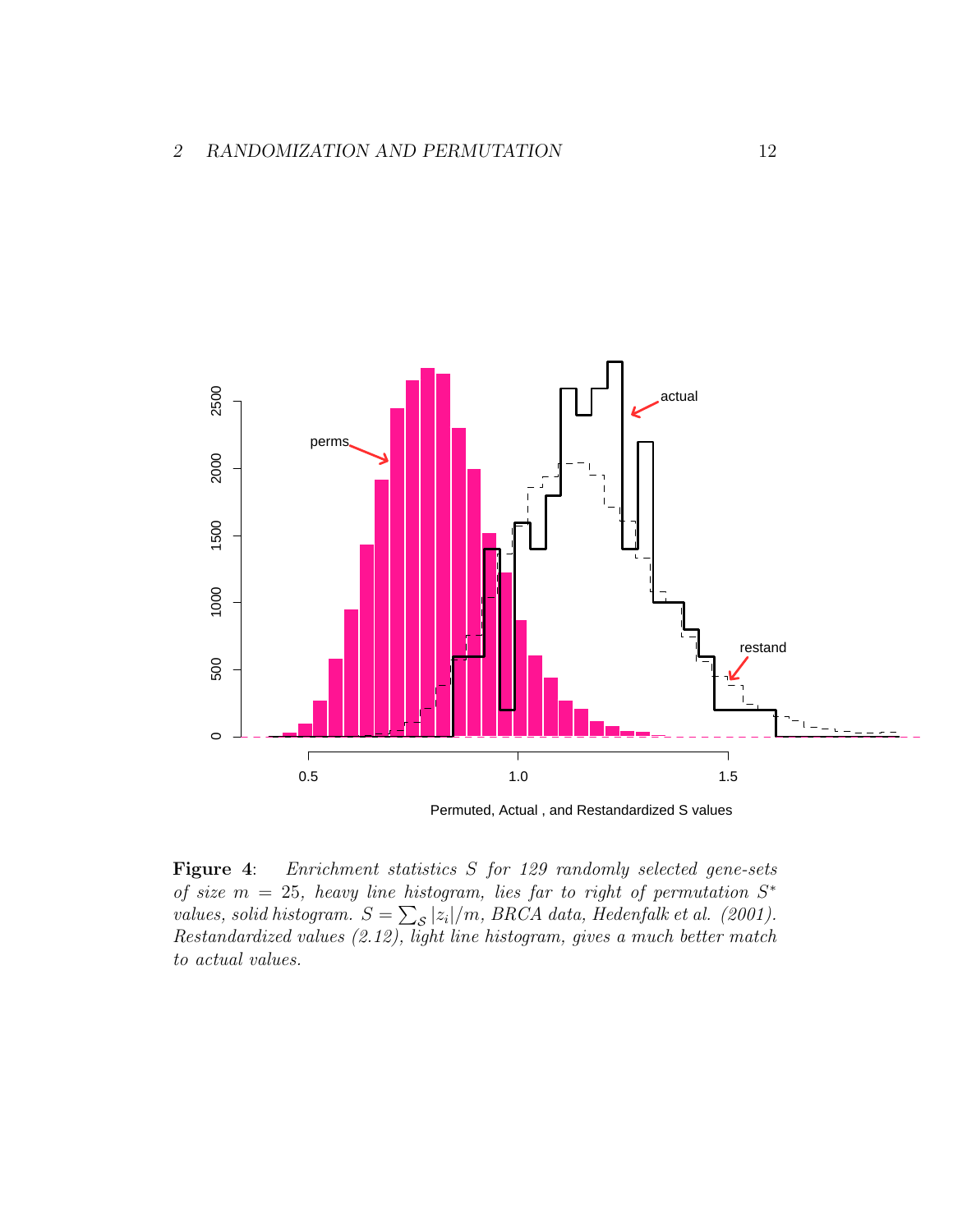**Figure 4**: *Enrichment statistics $S$ for 129 randomly selected gene-sets of size $m = 25$, heavy line histogram, lies far to right of permutation $S^*$ values, solid histogram. $S = \sum_{\mathcal{S}} |z_i|/m$, BRCA data, Hedenfalk et al. (2001). Restandardized values (2.12), light line histogram, gives a much better match to actual values.*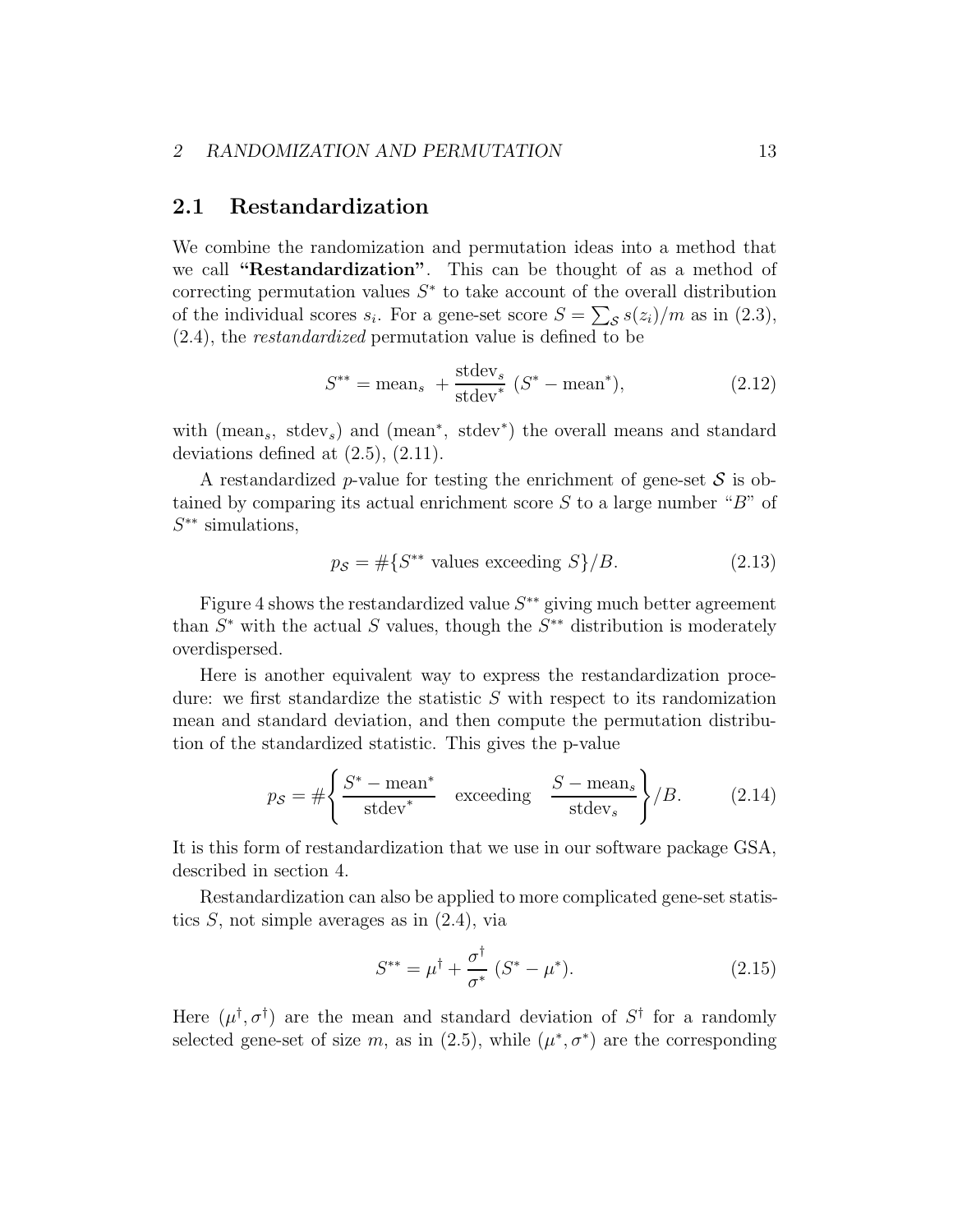## 2.1 Restandardization

We combine the randomization and permutation ideas into a method that we call **"Restandardization"**. This can be thought of as a method of correcting permutation values $S^*$ to take account of the overall distribution of the individual scores $s_i$. For a gene-set score $S = \sum_{\mathcal{S}} s(z_i)/m$ as in (2.3), (2.4), the *restandardized* permutation value is defined to be

$$S^{**} = \text{mean}_s + \frac{\text{stdev}_s}{\text{stdev}^*} (S^* - \text{mean}^*), \tag{2.12}$$

with $(\text{mean}_s, \text{ stdev}_s)$ and $(\text{mean}^*, \text{ stdev}^*)$ the overall means and standard deviations defined at (2.5), (2.11).

A restandardized $p$-value for testing the enrichment of gene-set $\mathcal{S}$ is obtained by comparing its actual enrichment score $S$ to a large number "$B$" of $S^{**}$ simulations,

$$p_{\mathcal{S}} = \#\{S^{**} \text{ values exceeding } S\}/B. \tag{2.13}$$

Figure 4 shows the restandardized value $S^{**}$ giving much better agreement than $S^*$ with the actual $S$ values, though the $S^{**}$ distribution is moderately overdispersed.

Here is another equivalent way to express the restandardization procedure: we first standardize the statistic $S$ with respect to its randomization mean and standard deviation, and then compute the permutation distribution of the standardized statistic. This gives the p-value

$$p_{\mathcal{S}} = \#\left\{ \frac{S^* - \text{mean}^*}{\text{stdev}^*} \quad \text{exceeding} \quad \frac{S - \text{mean}_s}{\text{stdev}_s} \right\}/B. \tag{2.14}$$

It is this form of restandardization that we use in our software package GSA, described in section 4.

Restandardization can also be applied to more complicated gene-set statistics $S$, not simple averages as in (2.4), via

$$S^{**} = \mu^\dagger + \frac{\sigma^\dagger}{\sigma^*} (S^* - \mu^*). \tag{2.15}$$

Here $(\mu^\dagger, \sigma^\dagger)$ are the mean and standard deviation of $S^\dagger$ for a randomly selected gene-set of size $m$, as in (2.5), while $(\mu^*, \sigma^*)$ are the corresponding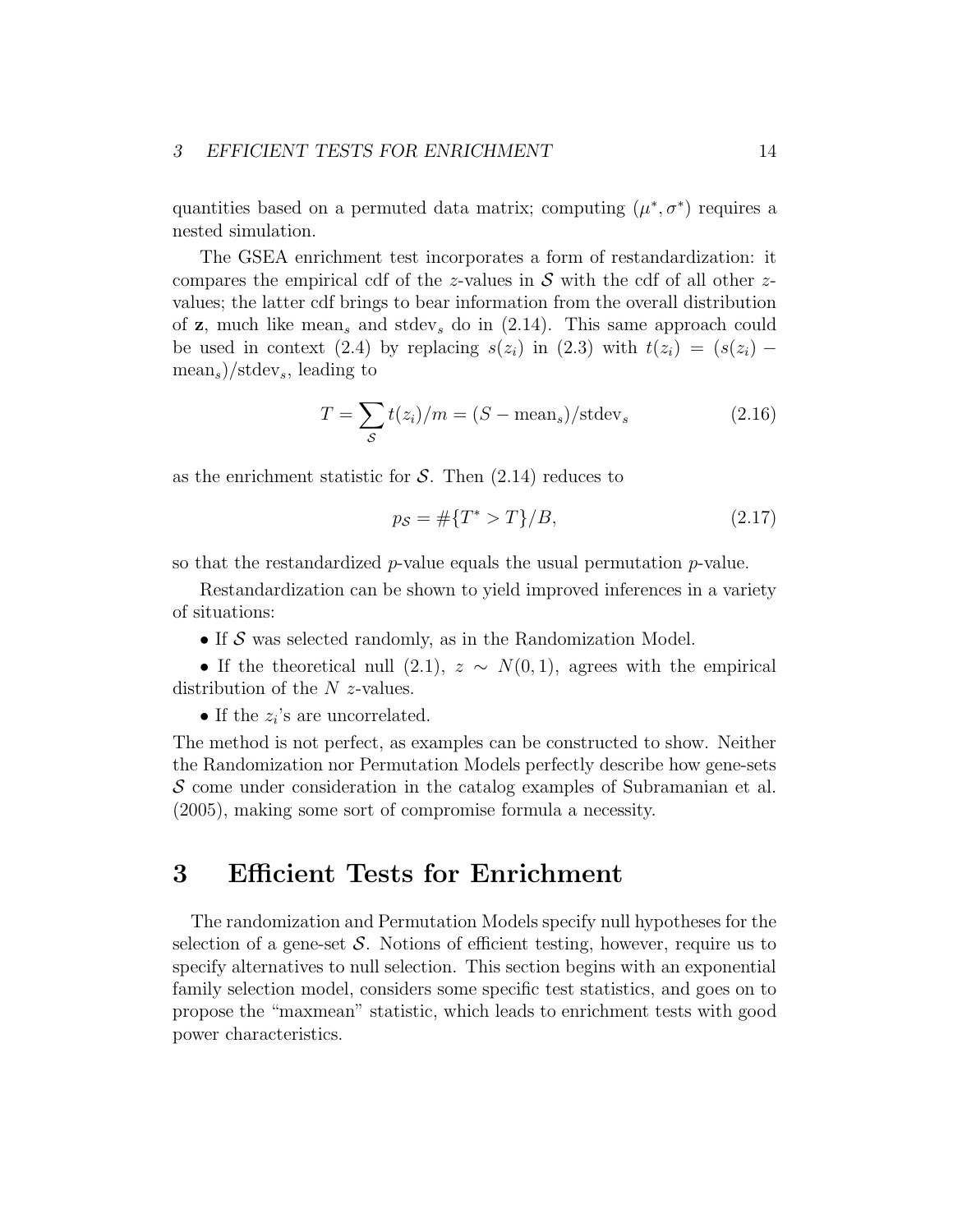quantities based on a permuted data matrix; computing $(\mu^*, \sigma^*)$ requires a nested simulation.

The GSEA enrichment test incorporates a form of restandardization: it compares the empirical cdf of the $z$-values in $\mathcal{S}$ with the cdf of all other $z$-values; the latter cdf brings to bear information from the overall distribution of $\mathbf{z}$, much like $\text{mean}_s$ and $\text{stdev}_s$ do in (2.14). This same approach could be used in context (2.4) by replacing $s(z_i)$ in (2.3) with $t(z_i) = (s(z_i) - \text{mean}_s)/\text{stdev}_s$, leading to

$$T = \sum_{\mathcal{S}} t(z_i)/m = (S - \text{mean}_s)/\text{stdev}_s \tag{2.16}$$

as the enrichment statistic for $\mathcal{S}$. Then (2.14) reduces to

$$p_{\mathcal{S}} = \#\{T^* > T\}/B, \tag{2.17}$$

so that the restandardized $p$-value equals the usual permutation $p$-value.

Restandardization can be shown to yield improved inferences in a variety of situations:

- If $\mathcal{S}$ was selected randomly, as in the Randomization Model.
- If the theoretical null (2.1), $z \sim N(0, 1)$, agrees with the empirical distribution of the $N$ $z$-values.
- If the $z_i$'s are uncorrelated.

The method is not perfect, as examples can be constructed to show. Neither the Randomization nor Permutation Models perfectly describe how gene-sets $\mathcal{S}$ come under consideration in the catalog examples of Subramanian et al. (2005), making some sort of compromise formula a necessity.

# 3 Efficient Tests for Enrichment

The randomization and Permutation Models specify null hypotheses for the selection of a gene-set $\mathcal{S}$. Notions of efficient testing, however, require us to specify alternatives to null selection. This section begins with an exponential family selection model, considers some specific test statistics, and goes on to propose the "maxmean" statistic, which leads to enrichment tests with good power characteristics.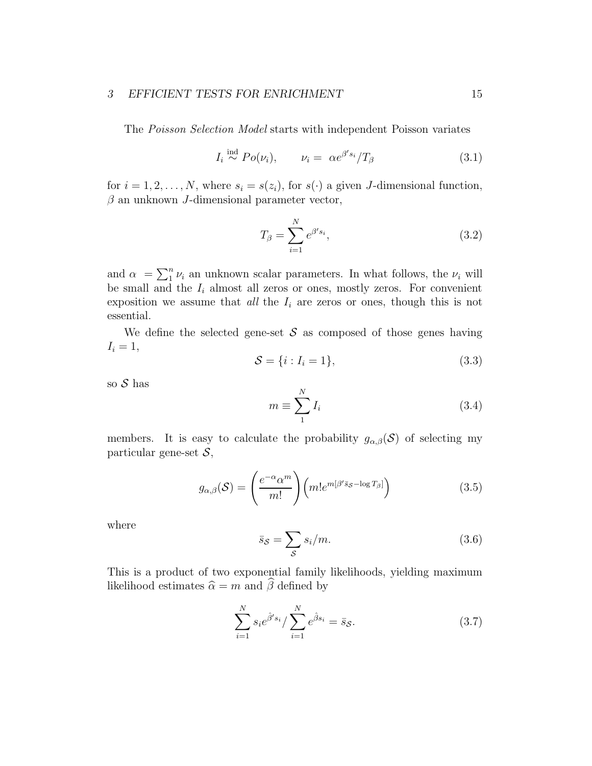The *Poisson Selection Model* starts with independent Poisson variates

$$I_i \overset{\text{ind}}{\sim} Po(\nu_i), \qquad \nu_i = \alpha e^{\beta' s_i}/T_\beta \tag{3.1}$$

for $i = 1, 2, \ldots, N$, where $s_i = s(z_i)$, for $s(\cdot)$ a given $J$-dimensional function, $\beta$ an unknown $J$-dimensional parameter vector,

$$T_\beta = \sum_{i=1}^{N} e^{\beta' s_i}, \tag{3.2}$$

and $\alpha = \sum_1^n \nu_i$ an unknown scalar parameters. In what follows, the $\nu_i$ will be small and the $I_i$ almost all zeros or ones, mostly zeros. For convenient exposition we assume that *all* the $I_i$ are zeros or ones, though this is not essential.

We define the selected gene-set $\mathcal{S}$ as composed of those genes having $I_i = 1$,

$$\mathcal{S} = \{i : I_i = 1\}, \tag{3.3}$$

so $\mathcal{S}$ has

$$m \equiv \sum_1^N I_i \tag{3.4}$$

members. It is easy to calculate the probability $g_{\alpha,\beta}(\mathcal{S})$ of selecting my particular gene-set $\mathcal{S}$,

$$g_{\alpha,\beta}(\mathcal{S}) = \left(\frac{e^{-\alpha}\alpha^m}{m!}\right)\left(m! e^{m[\beta' \bar{s}_{\mathcal{S}} - \log T_\beta]}\right) \tag{3.5}$$

where

$$\bar{s}_{\mathcal{S}} = \sum_{\mathcal{S}} s_i/m. \tag{3.6}$$

This is a product of two exponential family likelihoods, yielding maximum likelihood estimates $\widehat{\alpha} = m$ and $\widehat{\beta}$ defined by

$$\sum_{i=1}^{N} s_i e^{\hat{\beta}' s_i} \Big/ \sum_{i=1}^{N} e^{\hat{\beta} s_i} = \bar{s}_{\mathcal{S}}. \tag{3.7}$$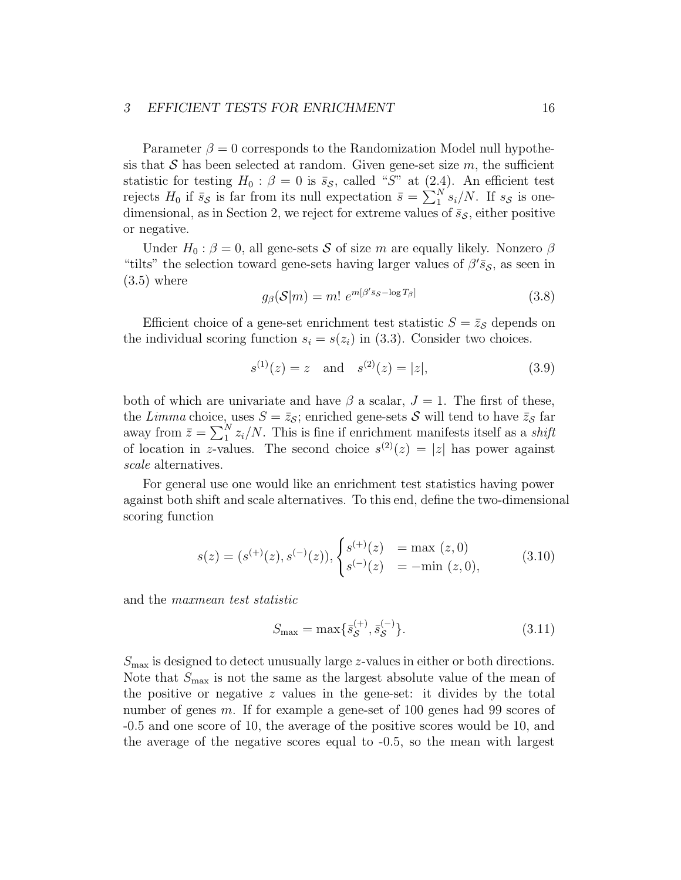Parameter $\beta = 0$ corresponds to the Randomization Model null hypothesis that $\mathcal{S}$ has been selected at random. Given gene-set size $m$, the sufficient statistic for testing $H_0 : \beta = 0$ is $\bar{s}_{\mathcal{S}}$, called "$S$" at (2.4). An efficient test rejects $H_0$ if $\bar{s}_{\mathcal{S}}$ is far from its null expectation $\bar{s} = \sum_1^N s_i/N$. If $s_{\mathcal{S}}$ is one-dimensional, as in Section 2, we reject for extreme values of $\bar{s}_{\mathcal{S}}$, either positive or negative.

Under $H_0 : \beta = 0$, all gene-sets $\mathcal{S}$ of size $m$ are equally likely. Nonzero $\beta$ "tilts" the selection toward gene-sets having larger values of $\beta' \bar{s}_{\mathcal{S}}$, as seen in (3.5) where

$$g_\beta(\mathcal{S}|m) = m! \; e^{m[\beta' \bar{s}_{\mathcal{S}} - \log T_\beta]} \tag{3.8}$$

Efficient choice of a gene-set enrichment test statistic $S = \bar{z}_{\mathcal{S}}$ depends on the individual scoring function $s_i = s(z_i)$ in (3.3). Consider two choices.

$$s^{(1)}(z) = z \quad \text{and} \quad s^{(2)}(z) = |z|, \tag{3.9}$$

both of which are univariate and have $\beta$ a scalar, $J = 1$. The first of these, the *Limma* choice, uses $S = \bar{z}_{\mathcal{S}}$; enriched gene-sets $\mathcal{S}$ will tend to have $\bar{z}_{\mathcal{S}}$ far away from $\bar{z} = \sum_1^N z_i/N$. This is fine if enrichment manifests itself as a *shift* of location in $z$-values. The second choice $s^{(2)}(z) = |z|$ has power against *scale* alternatives.

For general use one would like an enrichment test statistics having power against both shift and scale alternatives. To this end, define the two-dimensional scoring function

$$s(z) = (s^{(+)}(z), s^{(-)}(z)), \begin{cases} s^{(+)}(z) &= \max\,(z, 0) \\ s^{(-)}(z) &= -\min\,(z, 0), \end{cases} \tag{3.10}$$

and the *maxmean test statistic*

$$S_{\max} = \max\{\bar{s}_{\mathcal{S}}^{(+)}, \bar{s}_{\mathcal{S}}^{(-)}\}. \tag{3.11}$$

$S_{\max}$ is designed to detect unusually large $z$-values in either or both directions. Note that $S_{\max}$ is not the same as the largest absolute value of the mean of the positive or negative $z$ values in the gene-set: it divides by the total number of genes $m$. If for example a gene-set of 100 genes had 99 scores of -0.5 and one score of 10, the average of the positive scores would be 10, and the average of the negative scores equal to -0.5, so the mean with largest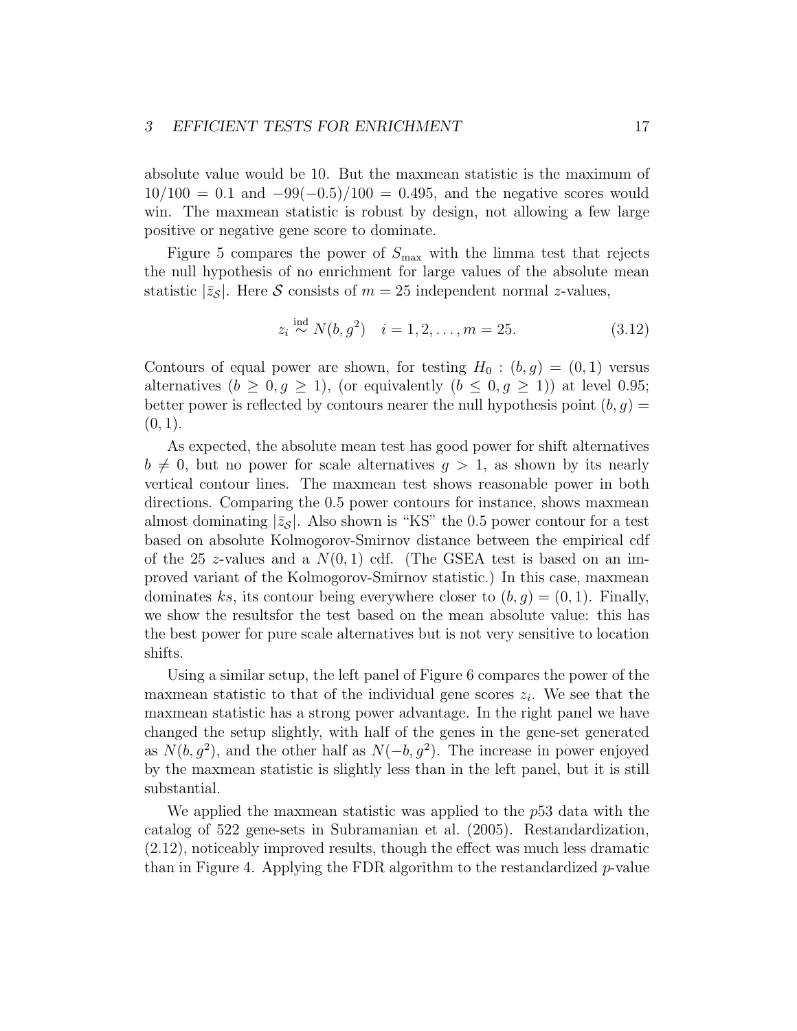absolute value would be 10. But the maxmean statistic is the maximum of $10/100 = 0.1$ and $-99(-0.5)/100 = 0.495$, and the negative scores would win. The maxmean statistic is robust by design, not allowing a few large positive or negative gene score to dominate.

Figure 5 compares the power of $S_{\max}$ with the limma test that rejects the null hypothesis of no enrichment for large values of the absolute mean statistic $|\bar{z}_{\mathcal{S}}|$. Here $\mathcal{S}$ consists of $m = 25$ independent normal $z$-values,

$$z_i \overset{\text{ind}}{\sim} N(b, g^2) \quad i = 1, 2, \ldots, m = 25. \tag{3.12}$$

Contours of equal power are shown, for testing $H_0 : (b, g) = (0, 1)$ versus alternatives $(b \geq 0, g \geq 1)$, (or equivalently $(b \leq 0, g \geq 1)$) at level 0.95; better power is reflected by contours nearer the null hypothesis point $(b, g) = (0, 1)$.

As expected, the absolute mean test has good power for shift alternatives $b \neq 0$, but no power for scale alternatives $g > 1$, as shown by its nearly vertical contour lines. The maxmean test shows reasonable power in both directions. Comparing the 0.5 power contours for instance, shows maxmean almost dominating $|\bar{z}_{\mathcal{S}}|$. Also shown is "KS" the 0.5 power contour for a test based on absolute Kolmogorov-Smirnov distance between the empirical cdf of the 25 $z$-values and a $N(0, 1)$ cdf. (The GSEA test is based on an improved variant of the Kolmogorov-Smirnov statistic.) In this case, maxmean dominates $ks$, its contour being everywhere closer to $(b, g) = (0, 1)$. Finally, we show the resultsfor the test based on the mean absolute value: this has the best power for pure scale alternatives but is not very sensitive to location shifts.

Using a similar setup, the left panel of Figure 6 compares the power of the maxmean statistic to that of the individual gene scores $z_i$. We see that the maxmean statistic has a strong power advantage. In the right panel we have changed the setup slightly, with half of the genes in the gene-set generated as $N(b, g^2)$, and the other half as $N(-b, g^2)$. The increase in power enjoyed by the maxmean statistic is slightly less than in the left panel, but it is still substantial.

We applied the maxmean statistic was applied to the $p53$ data with the catalog of 522 gene-sets in Subramanian et al. (2005). Restandardization, (2.12), noticeably improved results, though the effect was much less dramatic than in Figure 4. Applying the FDR algorithm to the restandardized $p$-value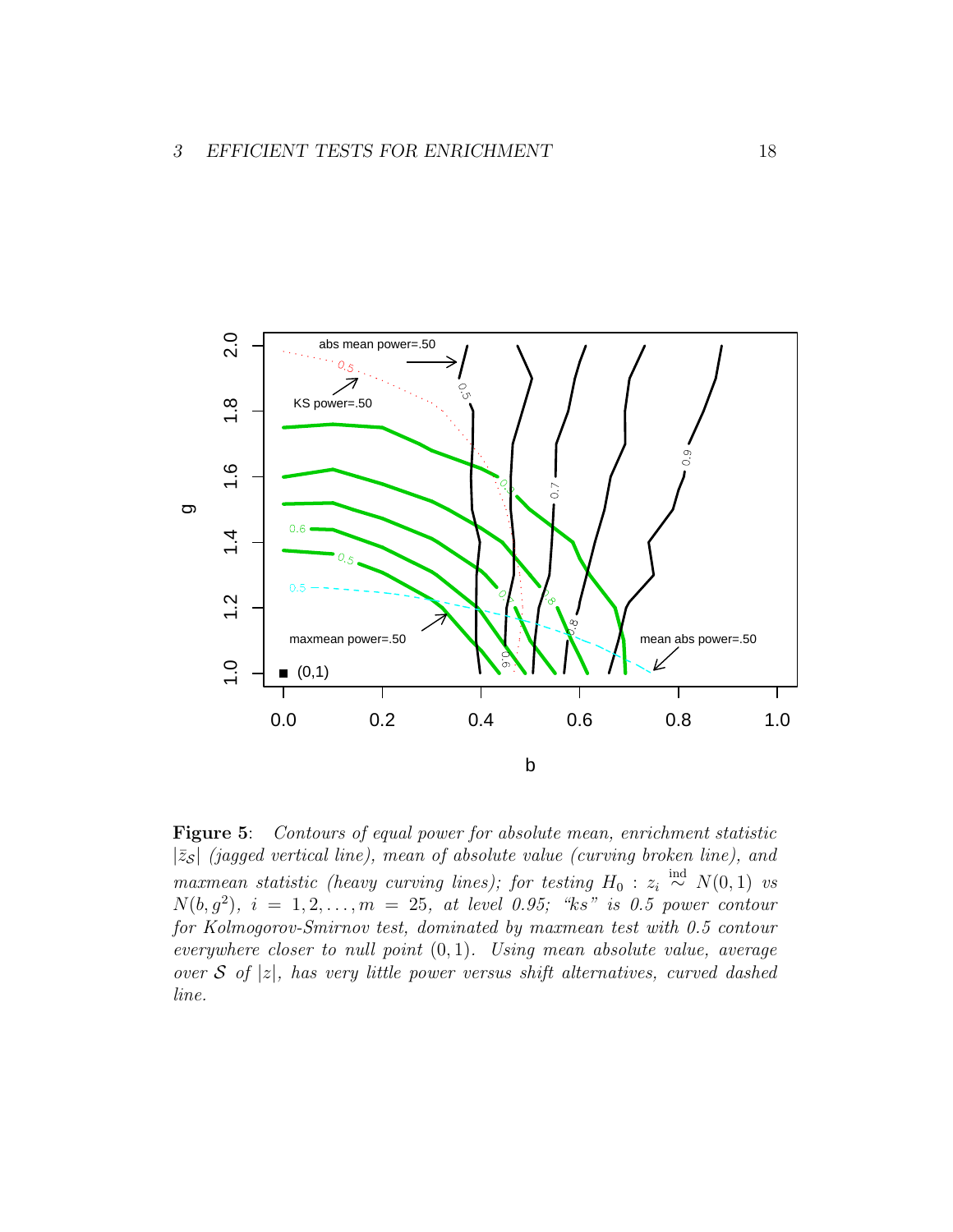**Figure 5**: *Contours of equal power for absolute mean, enrichment statistic $|\bar{z}_{\mathcal{S}}|$ (jagged vertical line), mean of absolute value (curving broken line), and maxmean statistic (heavy curving lines); for testing $H_0 : z_i \overset{\text{ind}}{\sim} N(0, 1)$ vs $N(b, g^2)$, $i = 1, 2, \ldots, m = 25$, at level 0.95; "ks" is 0.5 power contour for Kolmogorov-Smirnov test, dominated by maxmean test with 0.5 contour everywhere closer to null point $(0, 1)$. Using mean absolute value, average over $\mathcal{S}$ of $|z|$, has very little power versus shift alternatives, curved dashed line.*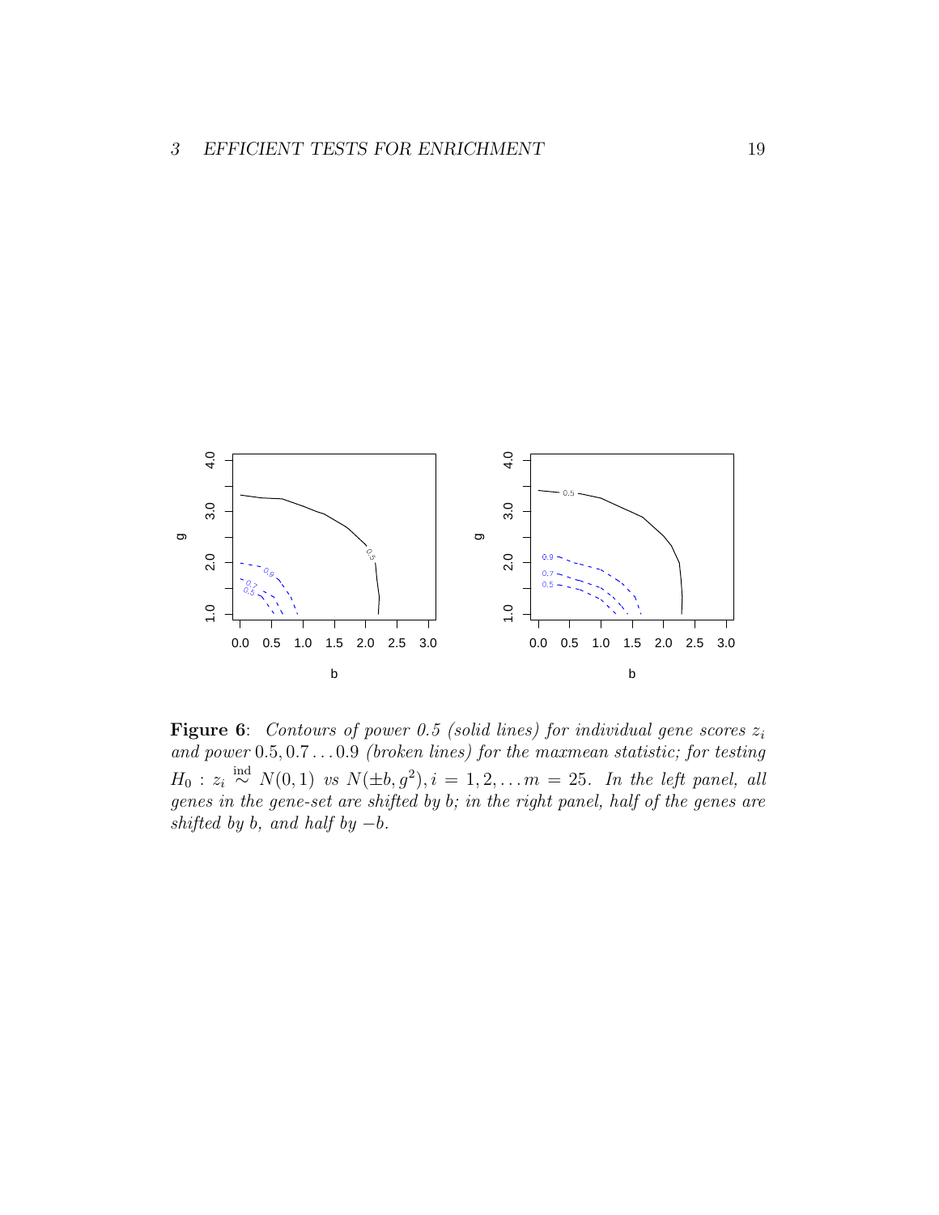**Figure 6**: *Contours of power 0.5 (solid lines) for individual gene scores $z_i$ and power $0.5, 0.7 \ldots 0.9$ (broken lines) for the maxmean statistic; for testing $H_0 : z_i \overset{\text{ind}}{\sim} N(0,1)$ vs $N(\pm b, g^2), i = 1, 2, \ldots m = 25$. In the left panel, all genes in the gene-set are shifted by b; in the right panel, half of the genes are shifted by b, and half by $-b$.*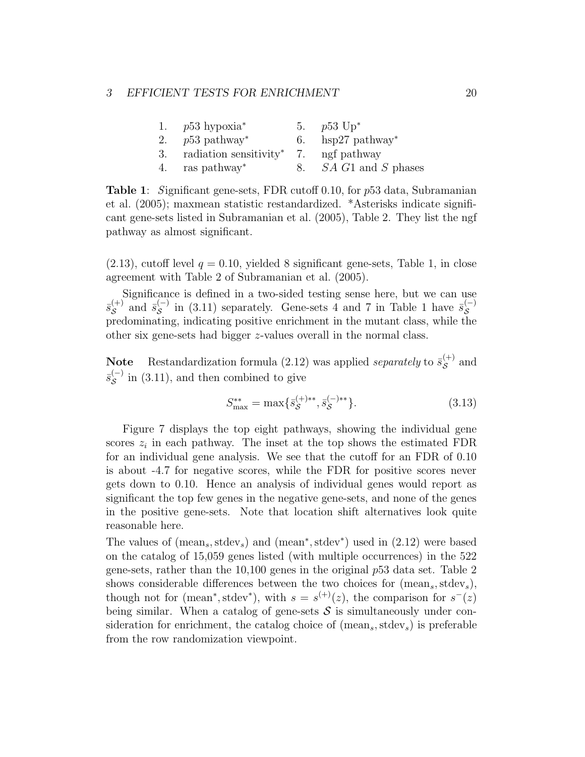| | | | |
|---|---|---|---|
| 1. | $p53$ hypoxia* | 5. | $p53$ Up* |
| 2. | $p53$ pathway* | 6. | hsp27 pathway* |
| 3. | radiation sensitivity* | 7. | ngf pathway |
| 4. | ras pathway* | 8. | $SA$ $G1$ and $S$ phases |

**Table 1**: Significant gene-sets, FDR cutoff 0.10, for $p53$ data, Subramanian et al. (2005); maxmean statistic restandardized. *Asterisks indicate significant gene-sets listed in Subramanian et al. (2005), Table 2. They list the ngf pathway as almost significant.

(2.13), cutoff level $q = 0.10$, yielded 8 significant gene-sets, Table 1, in close agreement with Table 2 of Subramanian et al. (2005).

Significance is defined in a two-sided testing sense here, but we can use $\bar{s}_{\mathcal{S}}^{(+)}$ and $\bar{s}_{\mathcal{S}}^{(-)}$ in (3.11) separately. Gene-sets 4 and 7 in Table 1 have $\bar{s}_{\mathcal{S}}^{(-)}$ predominating, indicating positive enrichment in the mutant class, while the other six gene-sets had bigger $z$-values overall in the normal class.

**Note** Restandardization formula (2.12) was applied *separately* to $\bar{s}_{\mathcal{S}}^{(+)}$ and $\bar{s}_{\mathcal{S}}^{(-)}$ in (3.11), and then combined to give

$$S_{\max}^{**} = \max\{\bar{s}_{\mathcal{S}}^{(+)**}, \bar{s}_{\mathcal{S}}^{(-)**}\}. \tag{3.13}$$

Figure 7 displays the top eight pathways, showing the individual gene scores $z_i$ in each pathway. The inset at the top shows the estimated FDR for an individual gene analysis. We see that the cutoff for an FDR of 0.10 is about -4.7 for negative scores, while the FDR for positive scores never gets down to 0.10. Hence an analysis of individual genes would report as significant the top few genes in the negative gene-sets, and none of the genes in the positive gene-sets. Note that location shift alternatives look quite reasonable here.

The values of $(\text{mean}_s, \text{stdev}_s)$ and $(\text{mean}^*, \text{stdev}^*)$ used in (2.12) were based on the catalog of 15,059 genes listed (with multiple occurrences) in the 522 gene-sets, rather than the 10,100 genes in the original $p53$ data set. Table 2 shows considerable differences between the two choices for $(\text{mean}_s, \text{stdev}_s)$, though not for $(\text{mean}^*, \text{stdev}^*)$, with $s = s^{(+)}(z)$, the comparison for $s^{-}(z)$ being similar. When a catalog of gene-sets $\mathcal{S}$ is simultaneously under consideration for enrichment, the catalog choice of $(\text{mean}_s, \text{stdev}_s)$ is preferable from the row randomization viewpoint.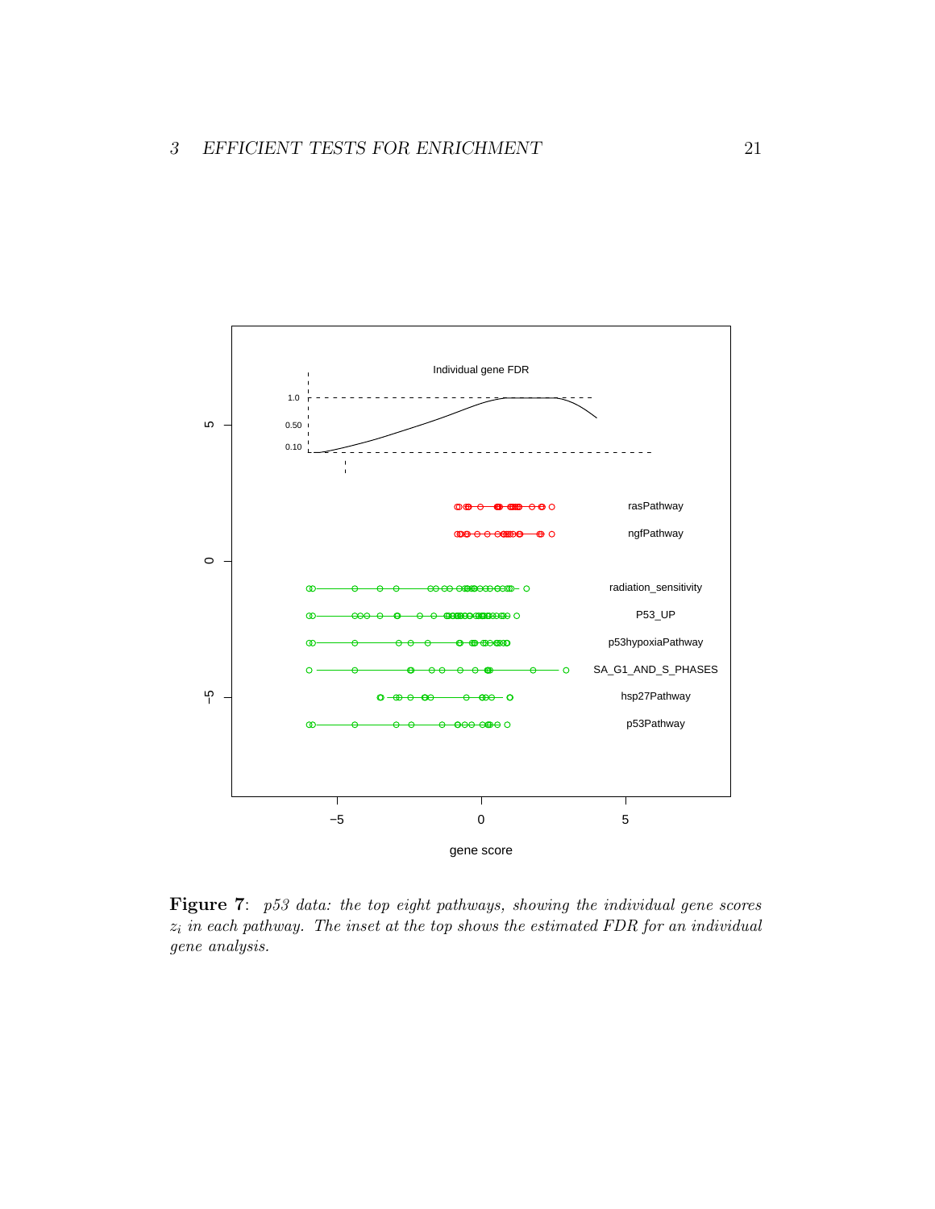**Figure 7**: *p53 data: the top eight pathways, showing the individual gene scores $z_i$ in each pathway. The inset at the top shows the estimated FDR for an individual gene analysis.*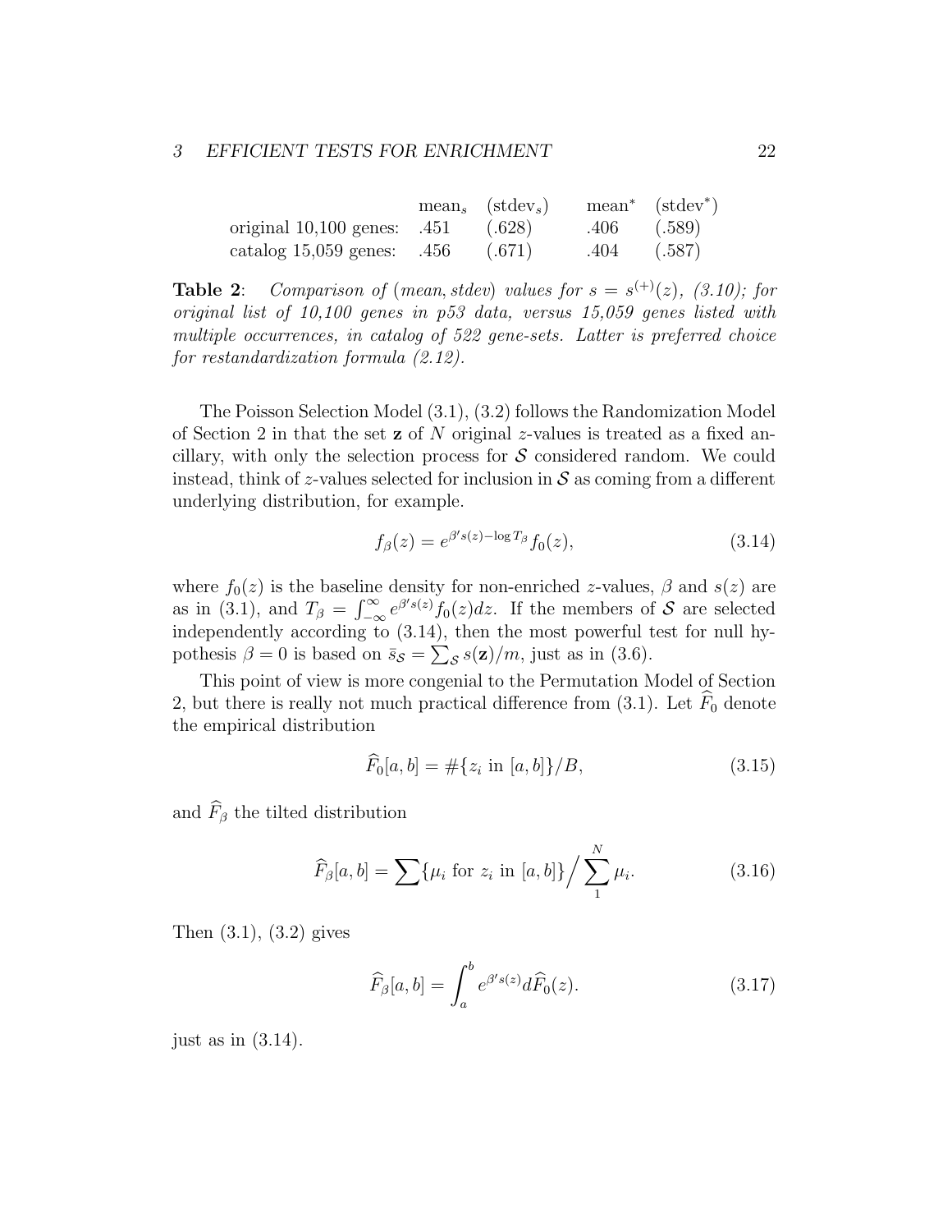| | $\text{mean}_s$ | $(\text{stdev}_s)$ | $\text{mean}^*$ | $(\text{stdev}^*)$ |
|---|---|---|---|---|
| original 10,100 genes: | .451 | (.628) | .406 | (.589) |
| catalog 15,059 genes: | .456 | (.671) | .404 | (.587) |

**Table 2**: *Comparison of (mean, stdev) values for $s = s^{(+)}(z)$, (3.10); for original list of 10,100 genes in p53 data, versus 15,059 genes listed with multiple occurrences, in catalog of 522 gene-sets. Latter is preferred choice for restandardization formula (2.12).*

The Poisson Selection Model (3.1), (3.2) follows the Randomization Model of Section 2 in that the set $\mathbf{z}$ of $N$ original $z$-values is treated as a fixed ancillary, with only the selection process for $\mathcal{S}$ considered random. We could instead, think of $z$-values selected for inclusion in $\mathcal{S}$ as coming from a different underlying distribution, for example.

$$f_\beta(z) = e^{\beta' s(z) - \log T_\beta} f_0(z), \tag{3.14}$$

where $f_0(z)$ is the baseline density for non-enriched $z$-values, $\beta$ and $s(z)$ are as in (3.1), and $T_\beta = \int_{-\infty}^{\infty} e^{\beta' s(z)} f_0(z) dz$. If the members of $\mathcal{S}$ are selected independently according to (3.14), then the most powerful test for null hypothesis $\beta = 0$ is based on $\bar{s}_{\mathcal{S}} = \sum_{\mathcal{S}} s(\mathbf{z})/m$, just as in (3.6).

This point of view is more congenial to the Permutation Model of Section 2, but there is really not much practical difference from (3.1). Let $\widehat{F}_0$ denote the empirical distribution

$$\widehat{F}_0[a, b] = \#\{z_i \text{ in } [a, b]\}/B, \tag{3.15}$$

and $\widehat{F}_\beta$ the tilted distribution

$$\widehat{F}_\beta[a, b] = \sum \{\mu_i \text{ for } z_i \text{ in } [a, b]\} \Big/ \sum_1^N \mu_i. \tag{3.16}$$

Then (3.1), (3.2) gives

$$\widehat{F}_\beta[a, b] = \int_a^b e^{\beta' s(z)} d\widehat{F}_0(z). \tag{3.17}$$

just as in (3.14).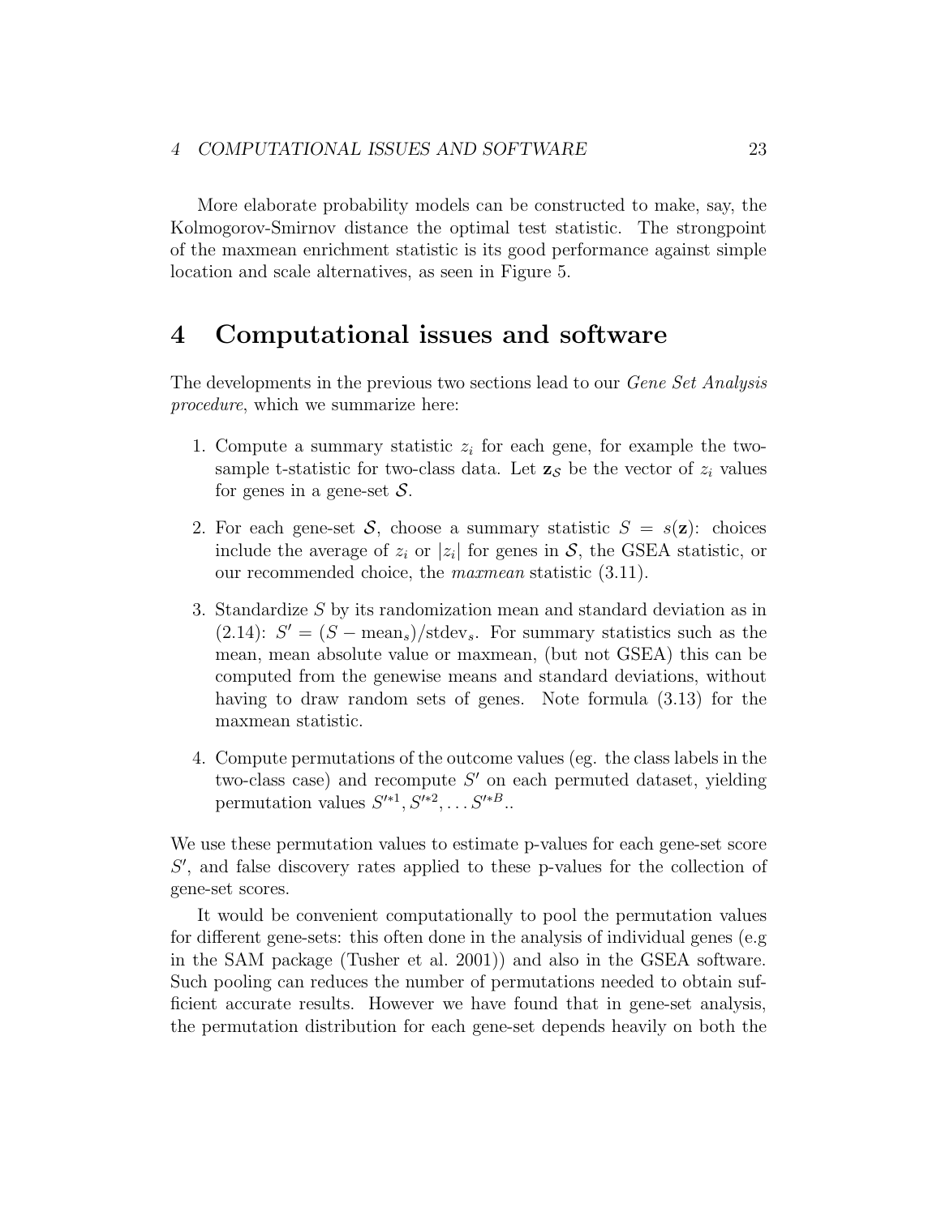More elaborate probability models can be constructed to make, say, the Kolmogorov-Smirnov distance the optimal test statistic. The strongpoint of the maxmean enrichment statistic is its good performance against simple location and scale alternatives, as seen in Figure 5.

# 4 Computational issues and software

The developments in the previous two sections lead to our *Gene Set Analysis procedure*, which we summarize here:

1. Compute a summary statistic $z_i$ for each gene, for example the two-sample t-statistic for two-class data. Let $\mathbf{z}_{\mathcal{S}}$ be the vector of $z_i$ values for genes in a gene-set $\mathcal{S}$.
2. For each gene-set $\mathcal{S}$, choose a summary statistic $S = s(\mathbf{z})$: choices include the average of $z_i$ or $|z_i|$ for genes in $\mathcal{S}$, the GSEA statistic, or our recommended choice, the *maxmean* statistic (3.11).
3. Standardize $S$ by its randomization mean and standard deviation as in (2.14): $S' = (S - \text{mean}_s)/\text{stdev}_s$. For summary statistics such as the mean, mean absolute value or maxmean, (but not GSEA) this can be computed from the genewise means and standard deviations, without having to draw random sets of genes. Note formula (3.13) for the maxmean statistic.
4. Compute permutations of the outcome values (eg. the class labels in the two-class case) and recompute $S'$ on each permuted dataset, yielding permutation values $S'^{*1}, S'^{*2}, \ldots S'^{*B}$..

We use these permutation values to estimate p-values for each gene-set score $S'$, and false discovery rates applied to these p-values for the collection of gene-set scores.

It would be convenient computationally to pool the permutation values for different gene-sets: this often done in the analysis of individual genes (e.g in the SAM package (Tusher et al. 2001)) and also in the GSEA software. Such pooling can reduces the number of permutations needed to obtain sufficient accurate results. However we have found that in gene-set analysis, the permutation distribution for each gene-set depends heavily on both the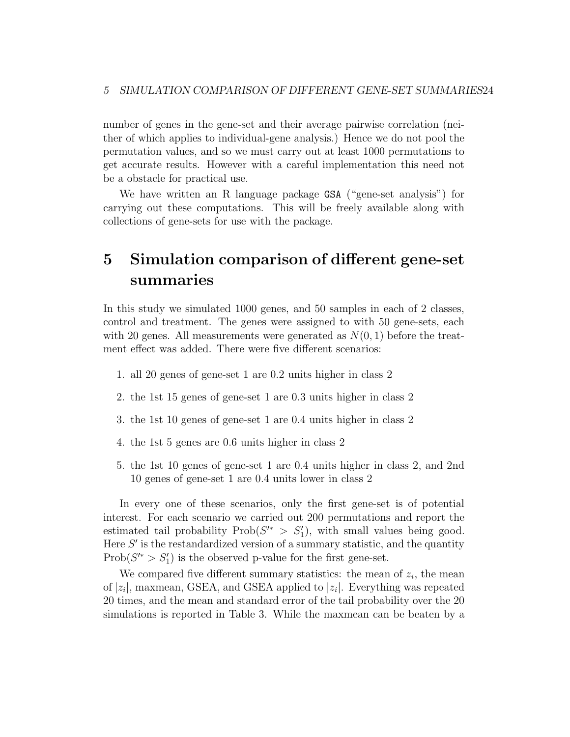number of genes in the gene-set and their average pairwise correlation (neither of which applies to individual-gene analysis.) Hence we do not pool the permutation values, and so we must carry out at least 1000 permutations to get accurate results. However with a careful implementation this need not be a obstacle for practical use.

We have written an R language package `GSA` ("gene-set analysis") for carrying out these computations. This will be freely available along with collections of gene-sets for use with the package.

# 5 Simulation comparison of different gene-set summaries

In this study we simulated 1000 genes, and 50 samples in each of 2 classes, control and treatment. The genes were assigned to with 50 gene-sets, each with 20 genes. All measurements were generated as $N(0, 1)$ before the treatment effect was added. There were five different scenarios:

1. all 20 genes of gene-set 1 are 0.2 units higher in class 2
2. the 1st 15 genes of gene-set 1 are 0.3 units higher in class 2
3. the 1st 10 genes of gene-set 1 are 0.4 units higher in class 2
4. the 1st 5 genes are 0.6 units higher in class 2
5. the 1st 10 genes of gene-set 1 are 0.4 units higher in class 2, and 2nd 10 genes of gene-set 1 are 0.4 units lower in class 2

In every one of these scenarios, only the first gene-set is of potential interest. For each scenario we carried out 200 permutations and report the estimated tail probability $\text{Prob}(S'^* > S'_1)$, with small values being good. Here $S'$ is the restandardized version of a summary statistic, and the quantity $\text{Prob}(S'^* > S'_1)$ is the observed p-value for the first gene-set.

We compared five different summary statistics: the mean of $z_i$, the mean of $|z_i|$, maxmean, GSEA, and GSEA applied to $|z_i|$. Everything was repeated 20 times, and the mean and standard error of the tail probability over the 20 simulations is reported in Table 3. While the maxmean can be beaten by a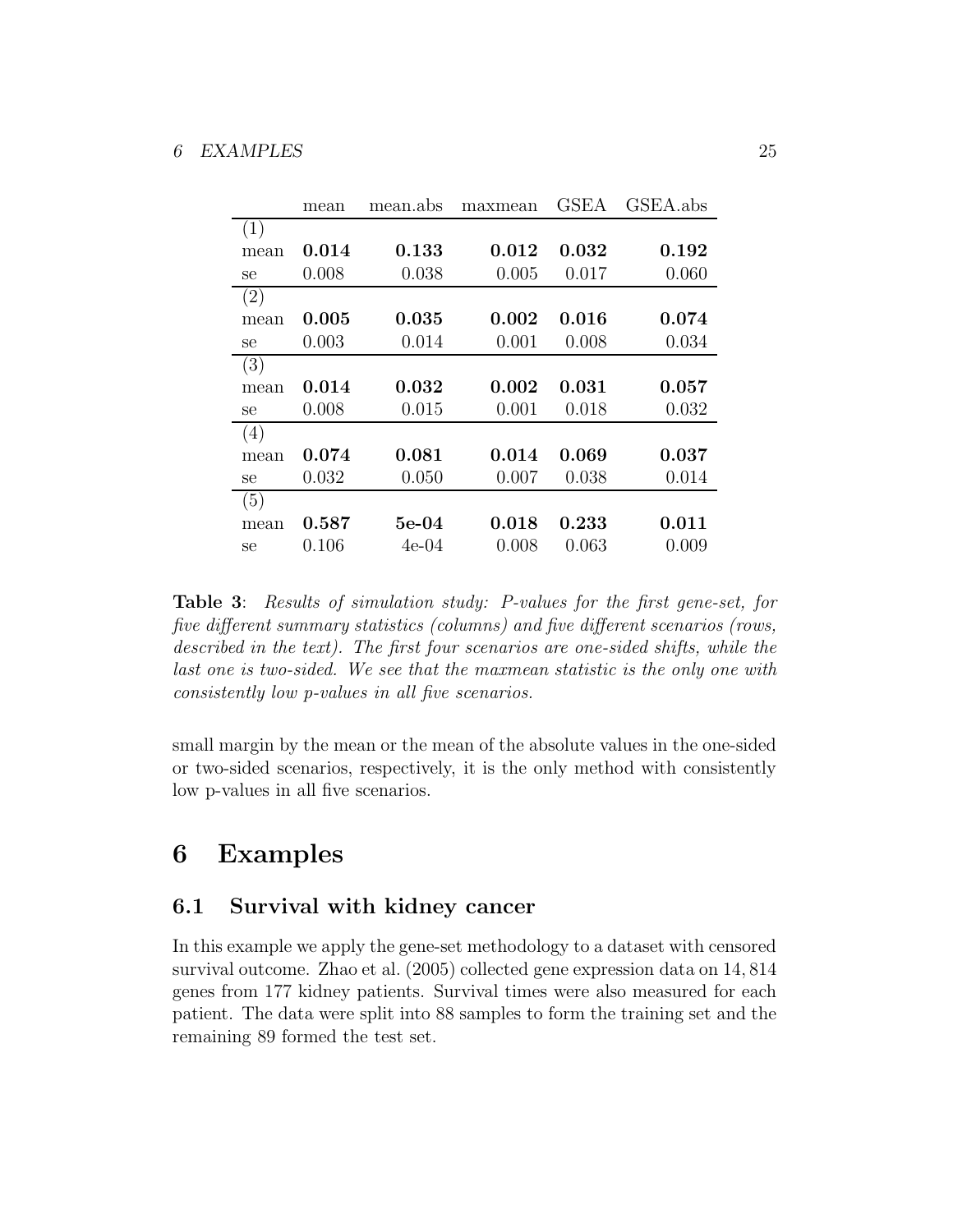| | mean | mean.abs | maxmean | GSEA | GSEA.abs |
|---|---|---|---|---|---|
| (1) | | | | | |
| mean | **0.014** | **0.133** | **0.012** | **0.032** | **0.192** |
| se | 0.008 | 0.038 | 0.005 | 0.017 | 0.060 |
| (2) | | | | | |
| mean | **0.005** | **0.035** | **0.002** | **0.016** | **0.074** |
| se | 0.003 | 0.014 | 0.001 | 0.008 | 0.034 |
| (3) | | | | | |
| mean | **0.014** | **0.032** | **0.002** | **0.031** | **0.057** |
| se | 0.008 | 0.015 | 0.001 | 0.018 | 0.032 |
| (4) | | | | | |
| mean | **0.074** | **0.081** | **0.014** | **0.069** | **0.037** |
| se | 0.032 | 0.050 | 0.007 | 0.038 | 0.014 |
| (5) | | | | | |
| mean | **0.587** | **5e-04** | **0.018** | **0.233** | **0.011** |
| se | 0.106 | 4e-04 | 0.008 | 0.063 | 0.009 |

**Table 3**: *Results of simulation study: P-values for the first gene-set, for five different summary statistics (columns) and five different scenarios (rows, described in the text). The first four scenarios are one-sided shifts, while the last one is two-sided. We see that the maxmean statistic is the only one with consistently low p-values in all five scenarios.*

small margin by the mean or the mean of the absolute values in the one-sided or two-sided scenarios, respectively, it is the only method with consistently low p-values in all five scenarios.

# 6 Examples

## 6.1 Survival with kidney cancer

In this example we apply the gene-set methodology to a dataset with censored survival outcome. Zhao et al. (2005) collected gene expression data on 14,814 genes from 177 kidney patients. Survival times were also measured for each patient. The data were split into 88 samples to form the training set and the remaining 89 formed the test set.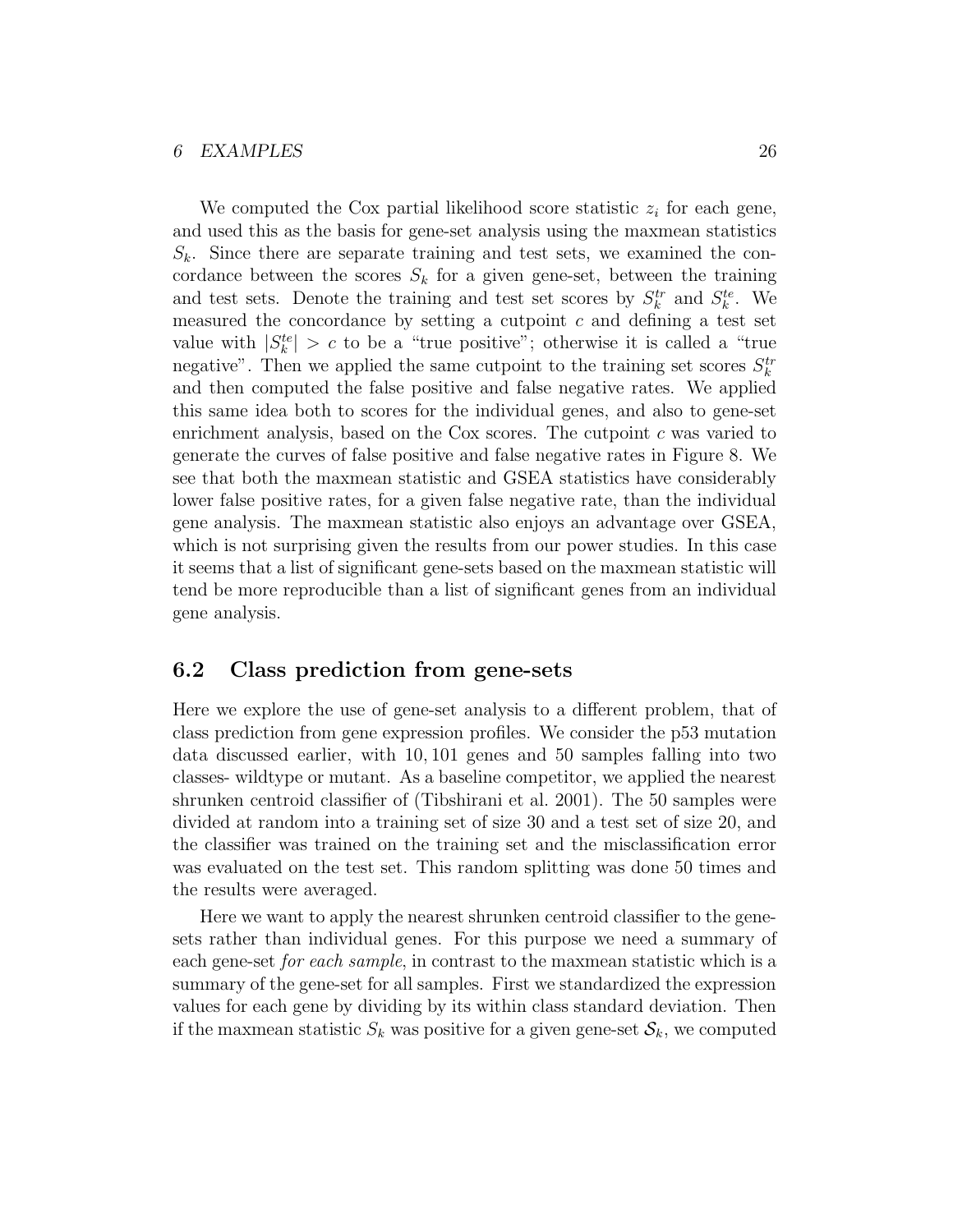We computed the Cox partial likelihood score statistic $z_i$ for each gene, and used this as the basis for gene-set analysis using the maxmean statistics $S_k$. Since there are separate training and test sets, we examined the concordance between the scores $S_k$ for a given gene-set, between the training and test sets. Denote the training and test set scores by $S_k^{tr}$ and $S_k^{te}$. We measured the concordance by setting a cutpoint $c$ and defining a test set value with $|S_k^{te}| > c$ to be a "true positive"; otherwise it is called a "true negative". Then we applied the same cutpoint to the training set scores $S_k^{tr}$ and then computed the false positive and false negative rates. We applied this same idea both to scores for the individual genes, and also to gene-set enrichment analysis, based on the Cox scores. The cutpoint $c$ was varied to generate the curves of false positive and false negative rates in Figure 8. We see that both the maxmean statistic and GSEA statistics have considerably lower false positive rates, for a given false negative rate, than the individual gene analysis. The maxmean statistic also enjoys an advantage over GSEA, which is not surprising given the results from our power studies. In this case it seems that a list of significant gene-sets based on the maxmean statistic will tend be more reproducible than a list of significant genes from an individual gene analysis.

## 6.2 Class prediction from gene-sets

Here we explore the use of gene-set analysis to a different problem, that of class prediction from gene expression profiles. We consider the p53 mutation data discussed earlier, with 10,101 genes and 50 samples falling into two classes- wildtype or mutant. As a baseline competitor, we applied the nearest shrunken centroid classifier of (Tibshirani et al. 2001). The 50 samples were divided at random into a training set of size 30 and a test set of size 20, and the classifier was trained on the training set and the misclassification error was evaluated on the test set. This random splitting was done 50 times and the results were averaged.

Here we want to apply the nearest shrunken centroid classifier to the gene-sets rather than individual genes. For this purpose we need a summary of each gene-set *for each sample*, in contrast to the maxmean statistic which is a summary of the gene-set for all samples. First we standardized the expression values for each gene by dividing by its within class standard deviation. Then if the maxmean statistic $S_k$ was positive for a given gene-set $\mathcal{S}_k$, we computed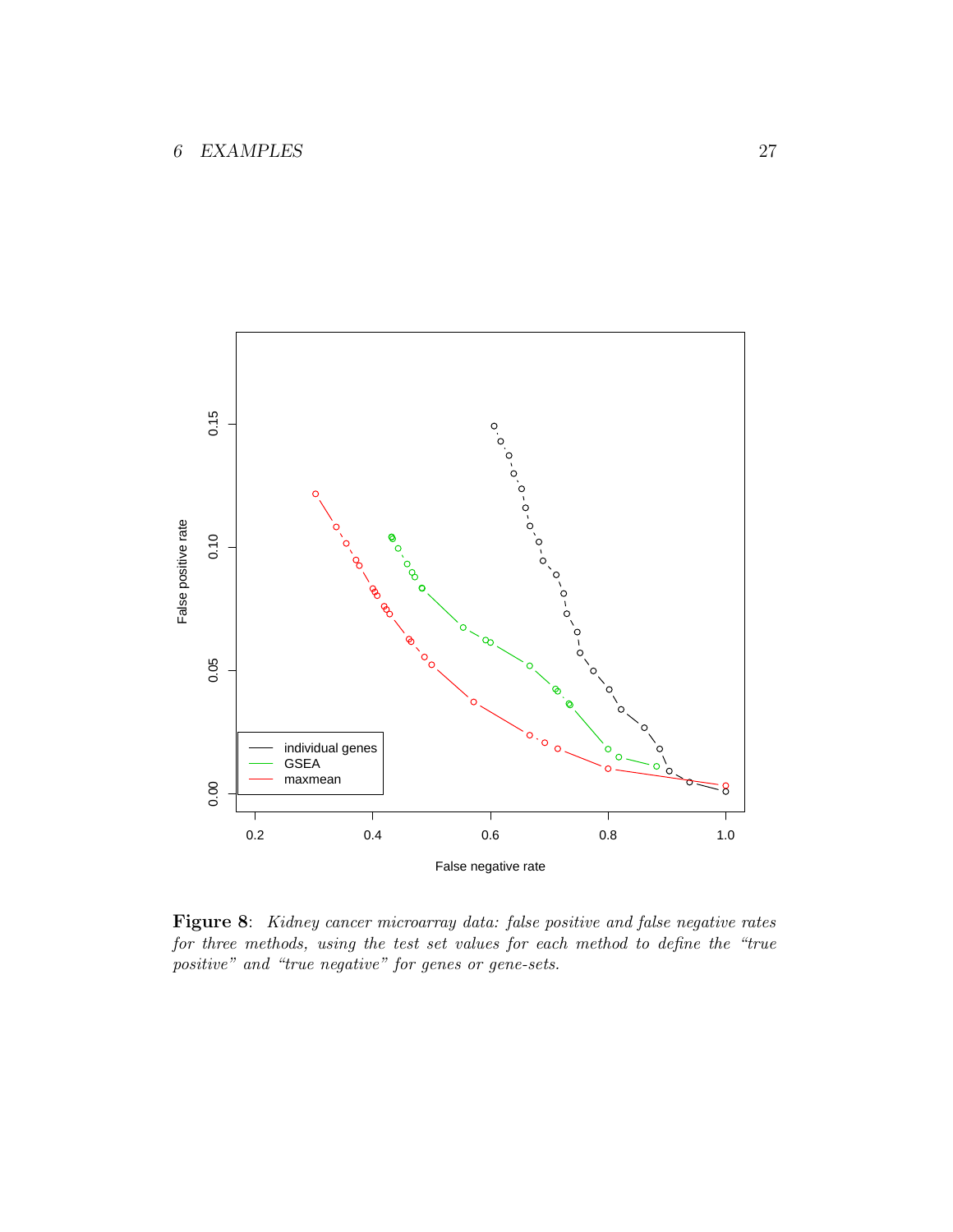**Figure 8**: *Kidney cancer microarray data: false positive and false negative rates for three methods, using the test set values for each method to define the "true positive" and "true negative" for genes or gene-sets.*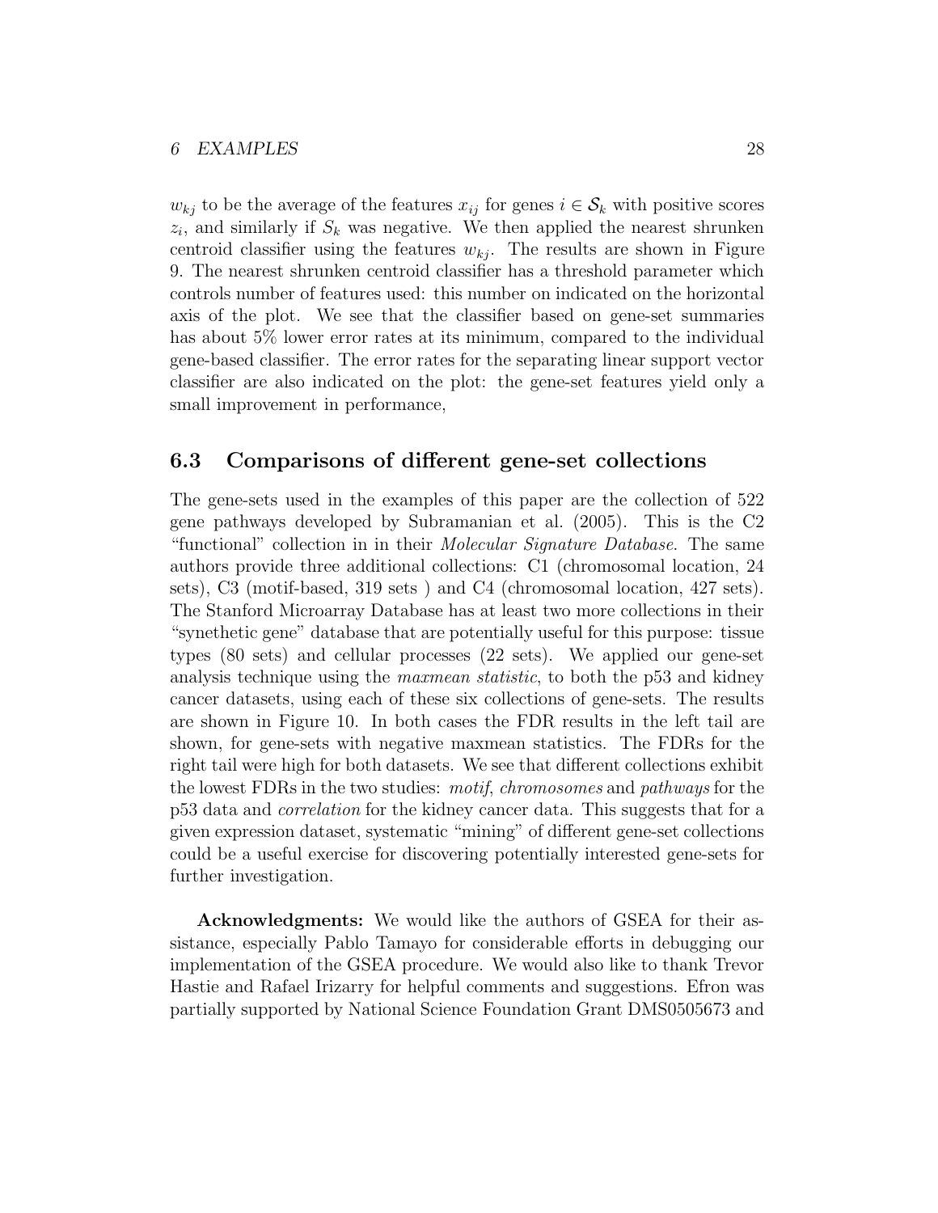$w_{kj}$ to be the average of the features $x_{ij}$ for genes $i \in \mathcal{S}_k$ with positive scores $z_i$, and similarly if $S_k$ was negative. We then applied the nearest shrunken centroid classifier using the features $w_{kj}$. The results are shown in Figure 9. The nearest shrunken centroid classifier has a threshold parameter which controls number of features used: this number on indicated on the horizontal axis of the plot. We see that the classifier based on gene-set summaries has about 5% lower error rates at its minimum, compared to the individual gene-based classifier. The error rates for the separating linear support vector classifier are also indicated on the plot: the gene-set features yield only a small improvement in performance,

## 6.3 Comparisons of different gene-set collections

The gene-sets used in the examples of this paper are the collection of 522 gene pathways developed by Subramanian et al. (2005). This is the C2 "functional" collection in in their *Molecular Signature Database*. The same authors provide three additional collections: C1 (chromosomal location, 24 sets), C3 (motif-based, 319 sets ) and C4 (chromosomal location, 427 sets). The Stanford Microarray Database has at least two more collections in their "synethetic gene" database that are potentially useful for this purpose: tissue types (80 sets) and cellular processes (22 sets). We applied our gene-set analysis technique using the *maxmean statistic*, to both the p53 and kidney cancer datasets, using each of these six collections of gene-sets. The results are shown in Figure 10. In both cases the FDR results in the left tail are shown, for gene-sets with negative maxmean statistics. The FDRs for the right tail were high for both datasets. We see that different collections exhibit the lowest FDRs in the two studies: *motif*, *chromosomes* and *pathways* for the p53 data and *correlation* for the kidney cancer data. This suggests that for a given expression dataset, systematic "mining" of different gene-set collections could be a useful exercise for discovering potentially interested gene-sets for further investigation.

**Acknowledgments:** We would like the authors of GSEA for their assistance, especially Pablo Tamayo for considerable efforts in debugging our implementation of the GSEA procedure. We would also like to thank Trevor Hastie and Rafael Irizarry for helpful comments and suggestions. Efron was partially supported by National Science Foundation Grant DMS0505673 and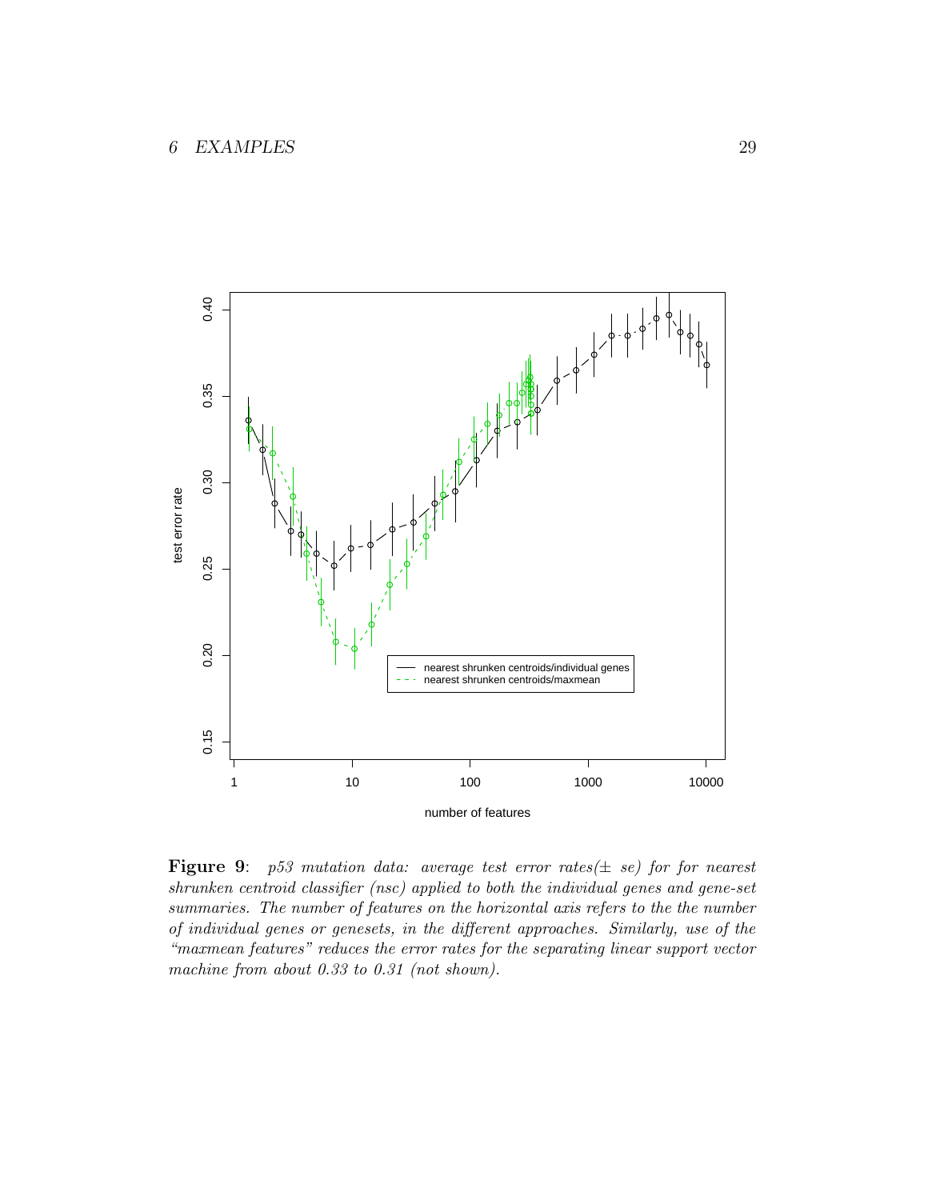**Figure 9**: *p53 mutation data: average test error rates(± se) for for nearest shrunken centroid classifier (nsc) applied to both the individual genes and gene-set summaries. The number of features on the horizontal axis refers to the the number of individual genes or genesets, in the different approaches. Similarly, use of the "maxmean features" reduces the error rates for the separating linear support vector machine from about 0.33 to 0.31 (not shown).*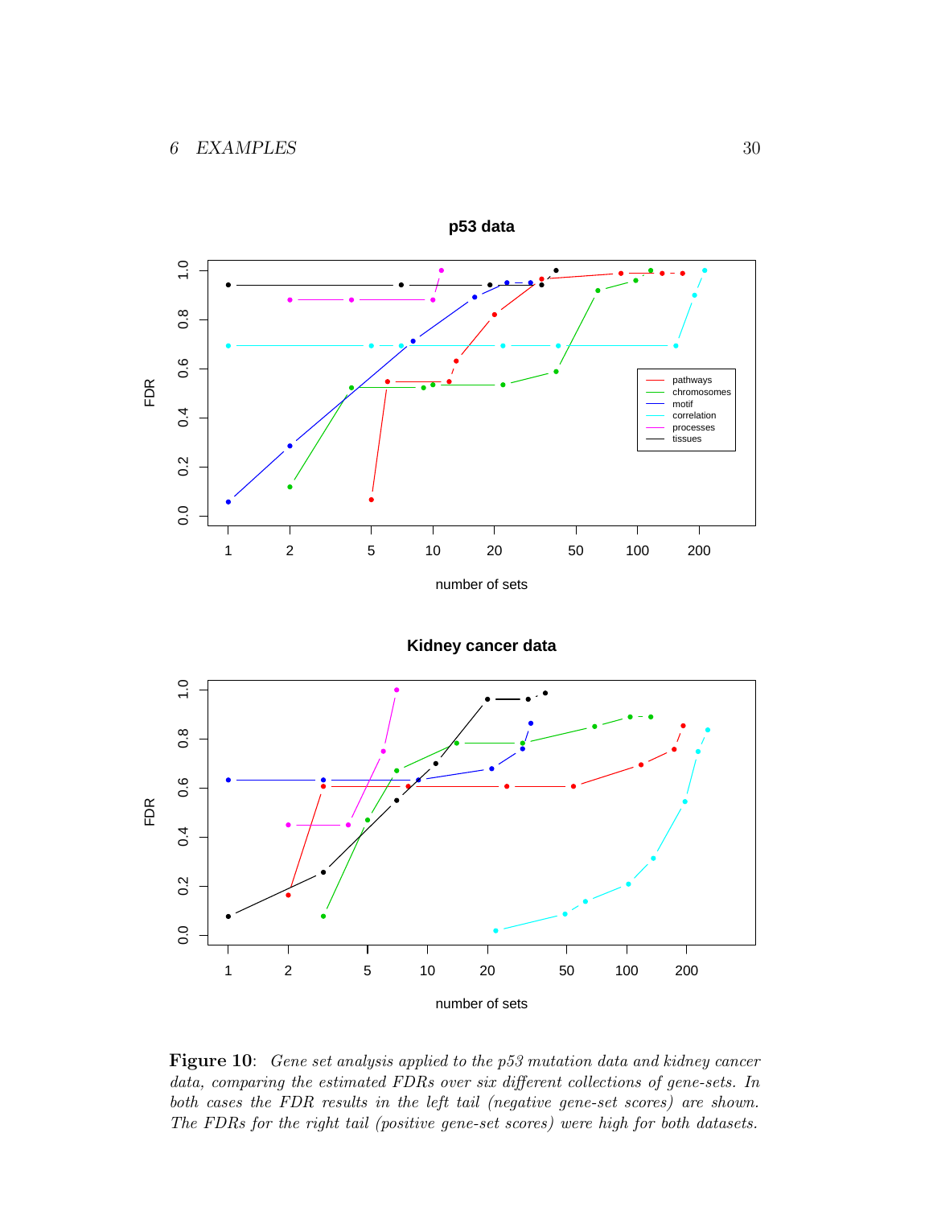**Figure 10**: *Gene set analysis applied to the p53 mutation data and kidney cancer data, comparing the estimated FDRs over six different collections of gene-sets. In both cases the FDR results in the left tail (negative gene-set scores) are shown. The FDRs for the right tail (positive gene-set scores) were high for both datasets.*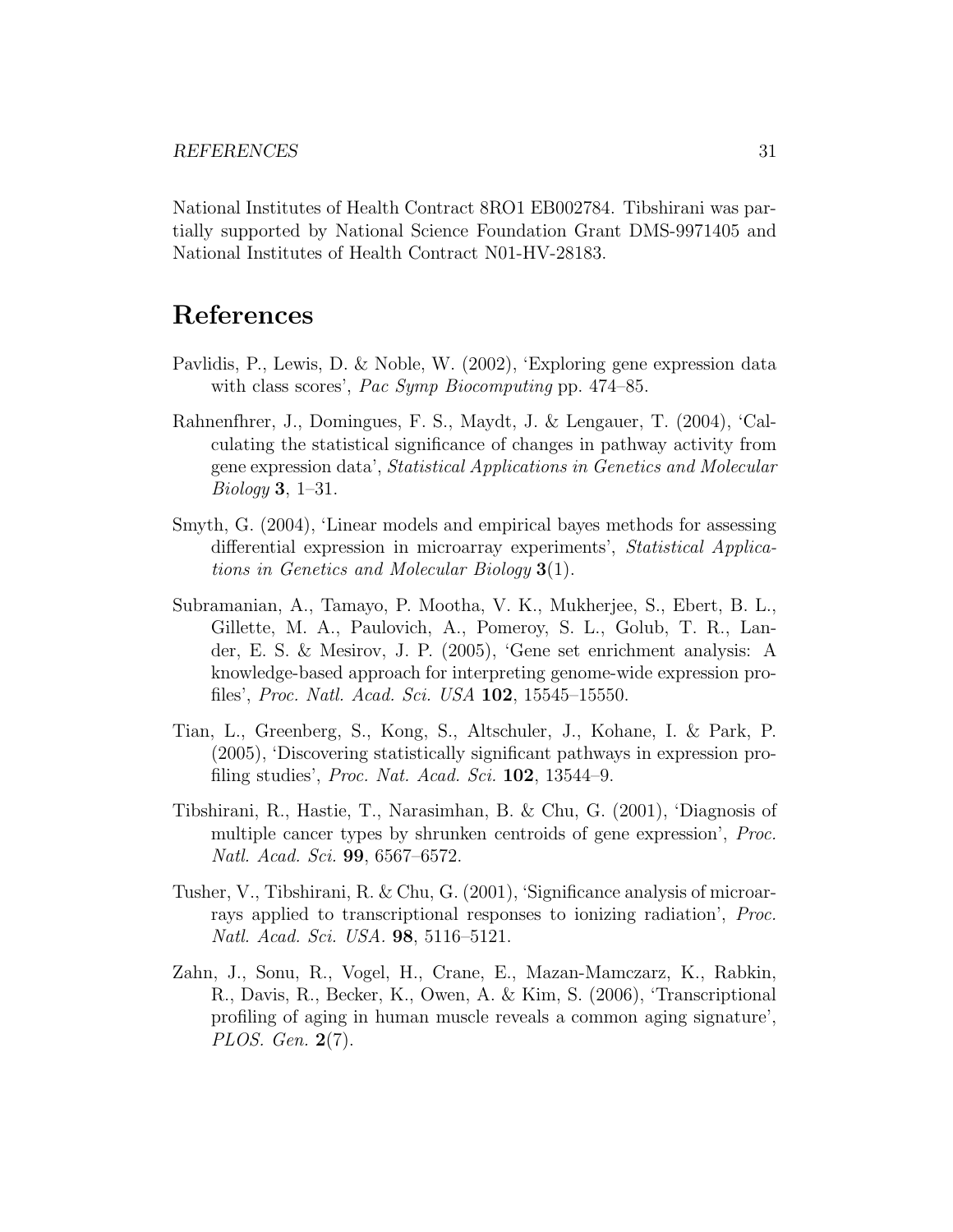National Institutes of Health Contract 8RO1 EB002784. Tibshirani was partially supported by National Science Foundation Grant DMS-9971405 and National Institutes of Health Contract N01-HV-28183.

# References

Pavlidis, P., Lewis, D. & Noble, W. (2002), 'Exploring gene expression data with class scores', *Pac Symp Biocomputing* pp. 474–85.

Rahnenfhrer, J., Domingues, F. S., Maydt, J. & Lengauer, T. (2004), 'Calculating the statistical significance of changes in pathway activity from gene expression data', *Statistical Applications in Genetics and Molecular Biology* **3**, 1–31.

Smyth, G. (2004), 'Linear models and empirical bayes methods for assessing differential expression in microarray experiments', *Statistical Applications in Genetics and Molecular Biology* **3**(1).

Subramanian, A., Tamayo, P. Mootha, V. K., Mukherjee, S., Ebert, B. L., Gillette, M. A., Paulovich, A., Pomeroy, S. L., Golub, T. R., Lander, E. S. & Mesirov, J. P. (2005), 'Gene set enrichment analysis: A knowledge-based approach for interpreting genome-wide expression profiles', *Proc. Natl. Acad. Sci. USA* **102**, 15545–15550.

Tian, L., Greenberg, S., Kong, S., Altschuler, J., Kohane, I. & Park, P. (2005), 'Discovering statistically significant pathways in expression profiling studies', *Proc. Nat. Acad. Sci.* **102**, 13544–9.

Tibshirani, R., Hastie, T., Narasimhan, B. & Chu, G. (2001), 'Diagnosis of multiple cancer types by shrunken centroids of gene expression', *Proc. Natl. Acad. Sci.* **99**, 6567–6572.

Tusher, V., Tibshirani, R. & Chu, G. (2001), 'Significance analysis of microarrays applied to transcriptional responses to ionizing radiation', *Proc. Natl. Acad. Sci. USA.* **98**, 5116–5121.

Zahn, J., Sonu, R., Vogel, H., Crane, E., Mazan-Mamczarz, K., Rabkin, R., Davis, R., Becker, K., Owen, A. & Kim, S. (2006), 'Transcriptional profiling of aging in human muscle reveals a common aging signature', *PLOS. Gen.* **2**(7).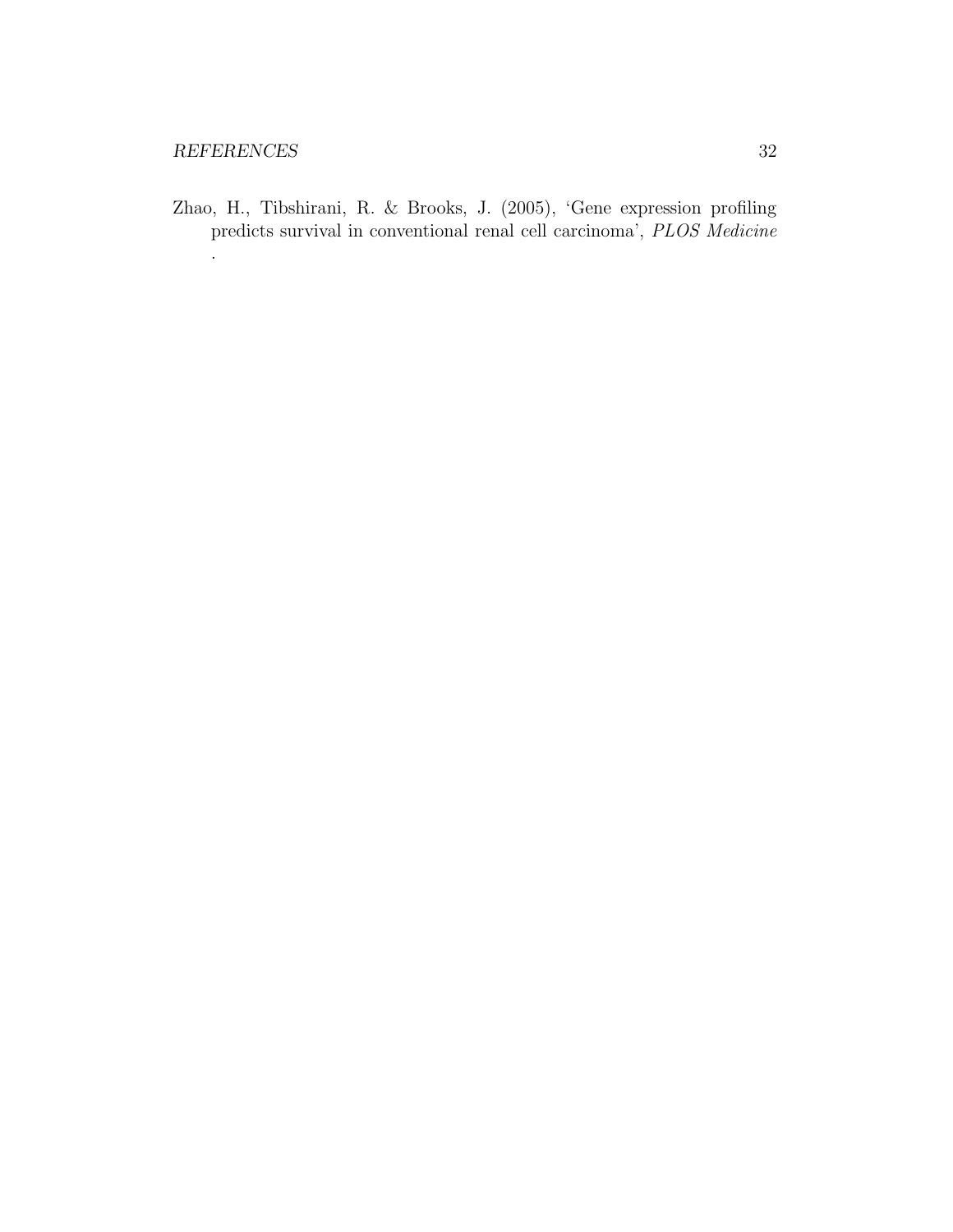Zhao, H., Tibshirani, R. & Brooks, J. (2005), 'Gene expression profiling predicts survival in conventional renal cell carcinoma', *PLOS Medicine* .